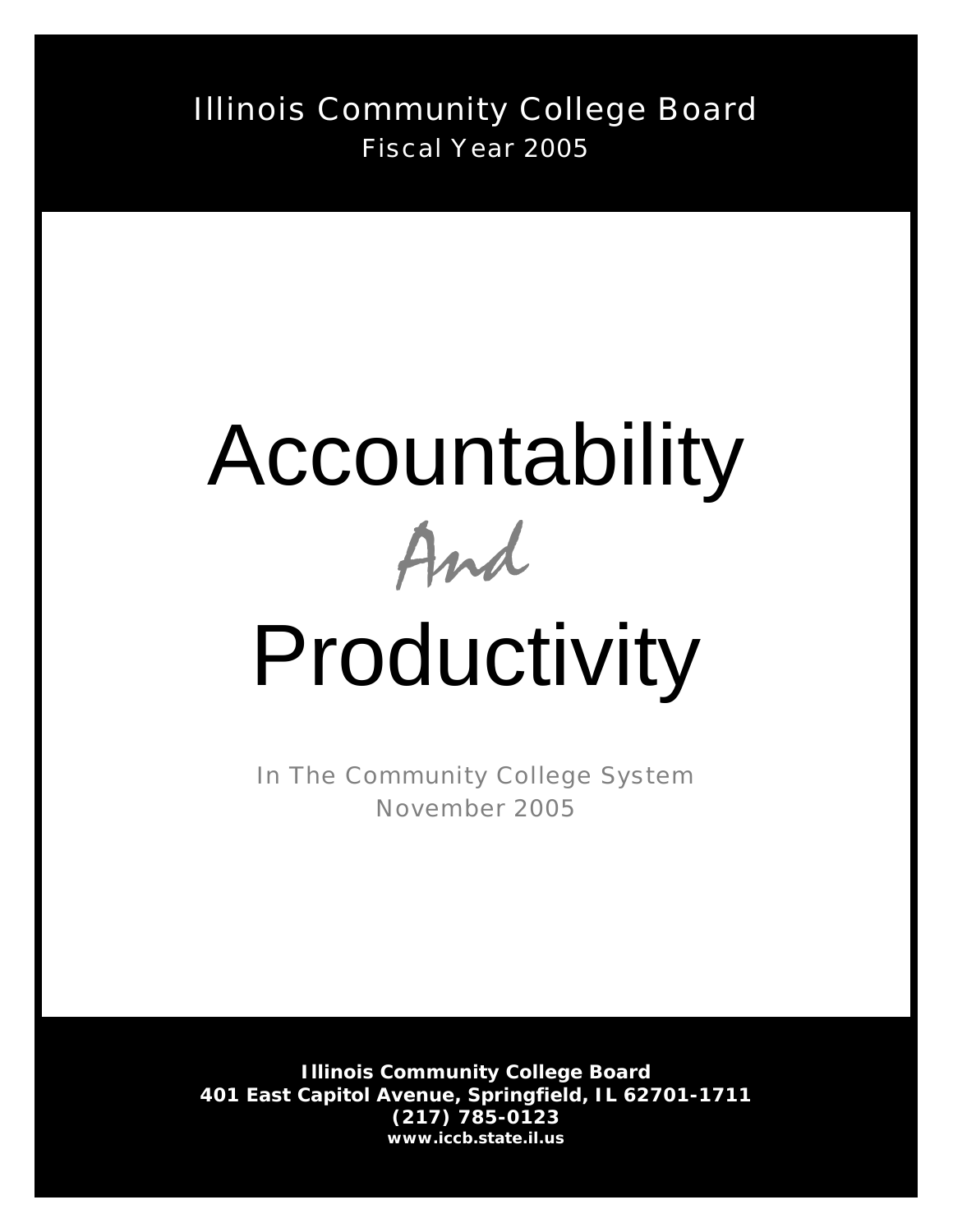Illinois Community College Board

Fiscal Year 2005

# Accountability

*And*

# Productivity

In The Community College System

November 2005

**Illinois Community College Board**
**401 East Capitol Avenue, Springfield, IL 62701-1711**
**(217) 785-0123**
**www.iccb.state.il.us**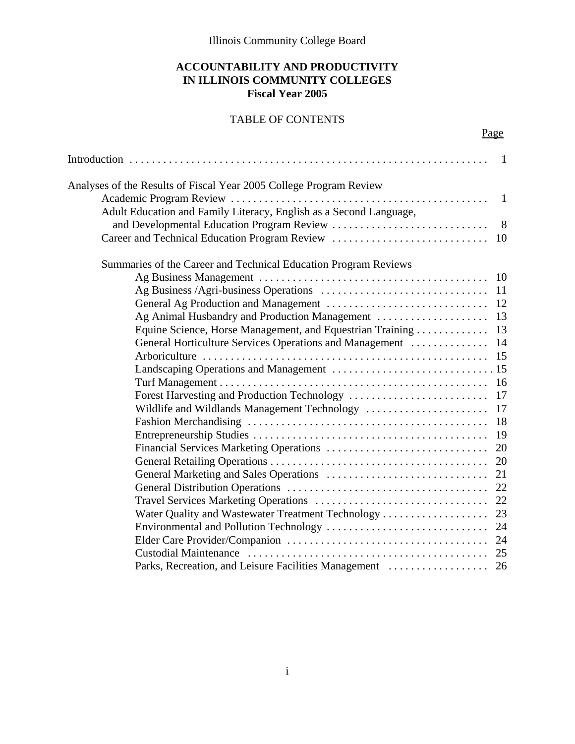Illinois Community College Board

**ACCOUNTABILITY AND PRODUCTIVITY IN ILLINOIS COMMUNITY COLLEGES**
**Fiscal Year 2005**

TABLE OF CONTENTS

| | Page |
|---|---|
| Introduction | 1 |
| Analyses of the Results of Fiscal Year 2005 College Program Review | |
| Academic Program Review | 1 |
| Adult Education and Family Literacy, English as a Second Language, and Developmental Education Program Review | 8 |
| Career and Technical Education Program Review | 10 |
| Summaries of the Career and Technical Education Program Reviews | |
| Ag Business Management | 10 |
| Ag Business /Agri-business Operations | 11 |
| General Ag Production and Management | 12 |
| Ag Animal Husbandry and Production Management | 13 |
| Equine Science, Horse Management, and Equestrian Training | 13 |
| General Horticulture Services Operations and Management | 14 |
| Arboriculture | 15 |
| Landscaping Operations and Management | 15 |
| Turf Management | 16 |
| Forest Harvesting and Production Technology | 17 |
| Wildlife and Wildlands Management Technology | 17 |
| Fashion Merchandising | 18 |
| Entrepreneurship Studies | 19 |
| Financial Services Marketing Operations | 20 |
| General Retailing Operations | 20 |
| General Marketing and Sales Operations | 21 |
| General Distribution Operations | 22 |
| Travel Services Marketing Operations | 22 |
| Water Quality and Wastewater Treatment Technology | 23 |
| Environmental and Pollution Technology | 24 |
| Elder Care Provider/Companion | 24 |
| Custodial Maintenance | 25 |
| Parks, Recreation, and Leisure Facilities Management | 26 |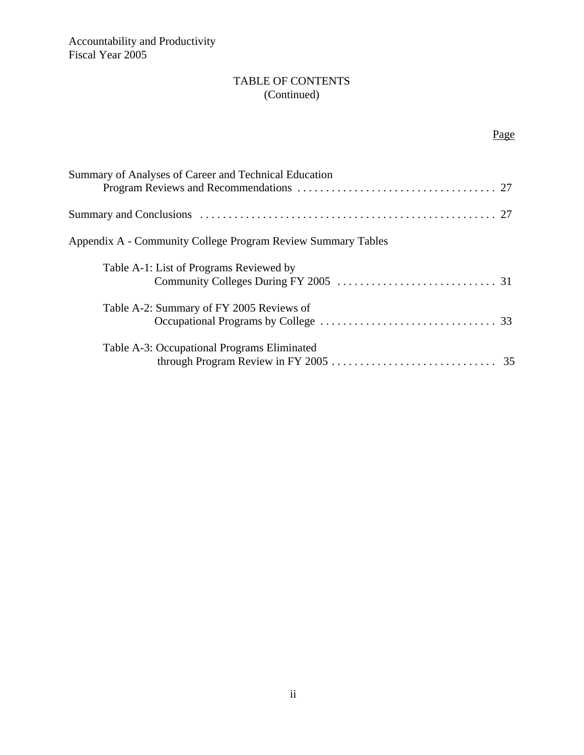# TABLE OF CONTENTS
(Continued)

| | Page |
|---|---|
| Summary of Analyses of Career and Technical Education Program Reviews and Recommendations | 27 |
| Summary and Conclusions | 27 |
| Appendix A - Community College Program Review Summary Tables | |
| Table A-1: List of Programs Reviewed by Community Colleges During FY 2005 | 31 |
| Table A-2: Summary of FY 2005 Reviews of Occupational Programs by College | 33 |
| Table A-3: Occupational Programs Eliminated through Program Review in FY 2005 | 35 |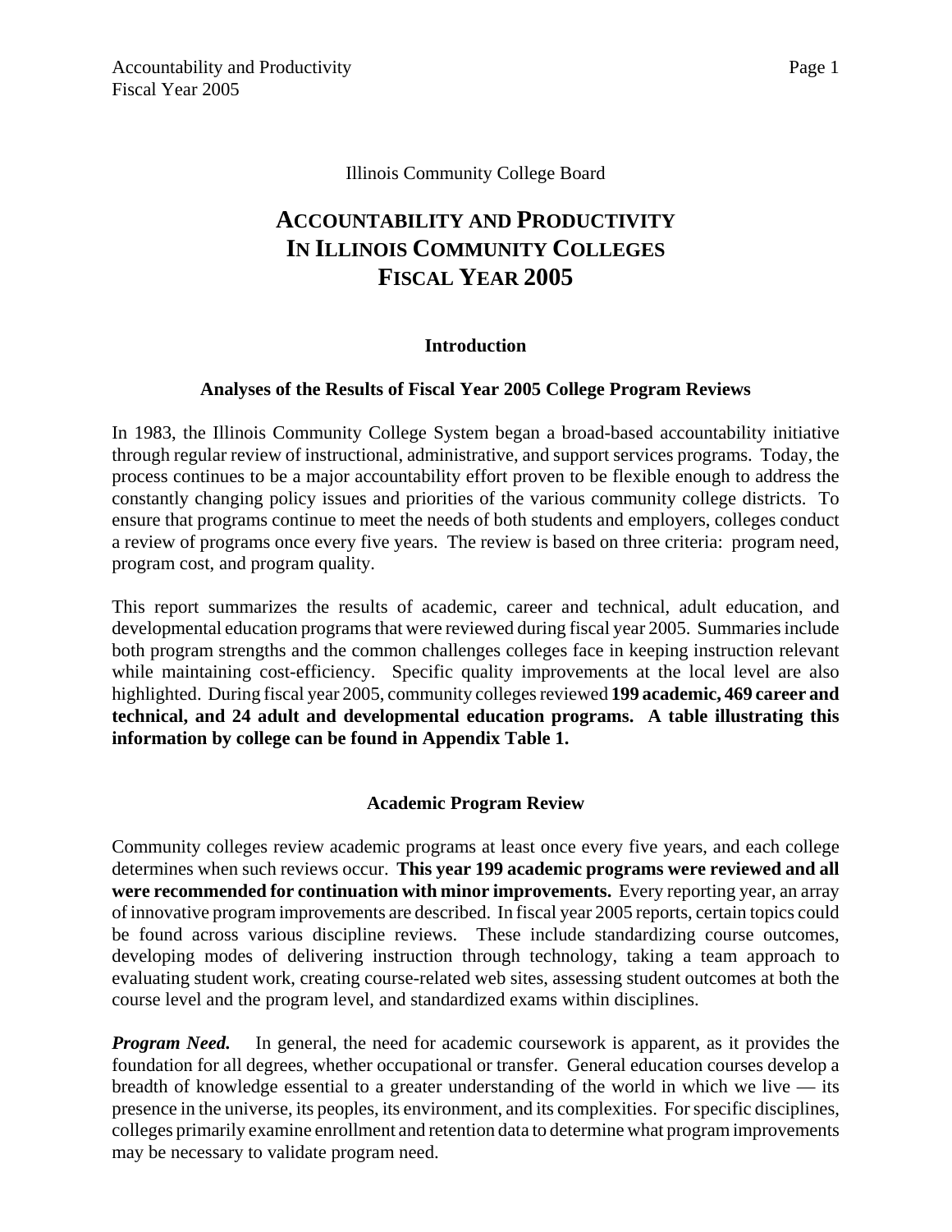Illinois Community College Board

# ACCOUNTABILITY AND PRODUCTIVITY IN ILLINOIS COMMUNITY COLLEGES FISCAL YEAR 2005

## Introduction

### Analyses of the Results of Fiscal Year 2005 College Program Reviews

In 1983, the Illinois Community College System began a broad-based accountability initiative through regular review of instructional, administrative, and support services programs. Today, the process continues to be a major accountability effort proven to be flexible enough to address the constantly changing policy issues and priorities of the various community college districts. To ensure that programs continue to meet the needs of both students and employers, colleges conduct a review of programs once every five years. The review is based on three criteria: program need, program cost, and program quality.

This report summarizes the results of academic, career and technical, adult education, and developmental education programs that were reviewed during fiscal year 2005. Summaries include both program strengths and the common challenges colleges face in keeping instruction relevant while maintaining cost-efficiency. Specific quality improvements at the local level are also highlighted. During fiscal year 2005, community colleges reviewed **199 academic, 469 career and technical, and 24 adult and developmental education programs. A table illustrating this information by college can be found in Appendix Table 1.**

### Academic Program Review

Community colleges review academic programs at least once every five years, and each college determines when such reviews occur. **This year 199 academic programs were reviewed and all were recommended for continuation with minor improvements.** Every reporting year, an array of innovative program improvements are described. In fiscal year 2005 reports, certain topics could be found across various discipline reviews. These include standardizing course outcomes, developing modes of delivering instruction through technology, taking a team approach to evaluating student work, creating course-related web sites, assessing student outcomes at both the course level and the program level, and standardized exams within disciplines.

***Program Need.*** In general, the need for academic coursework is apparent, as it provides the foundation for all degrees, whether occupational or transfer. General education courses develop a breadth of knowledge essential to a greater understanding of the world in which we live — its presence in the universe, its peoples, its environment, and its complexities. For specific disciplines, colleges primarily examine enrollment and retention data to determine what program improvements may be necessary to validate program need.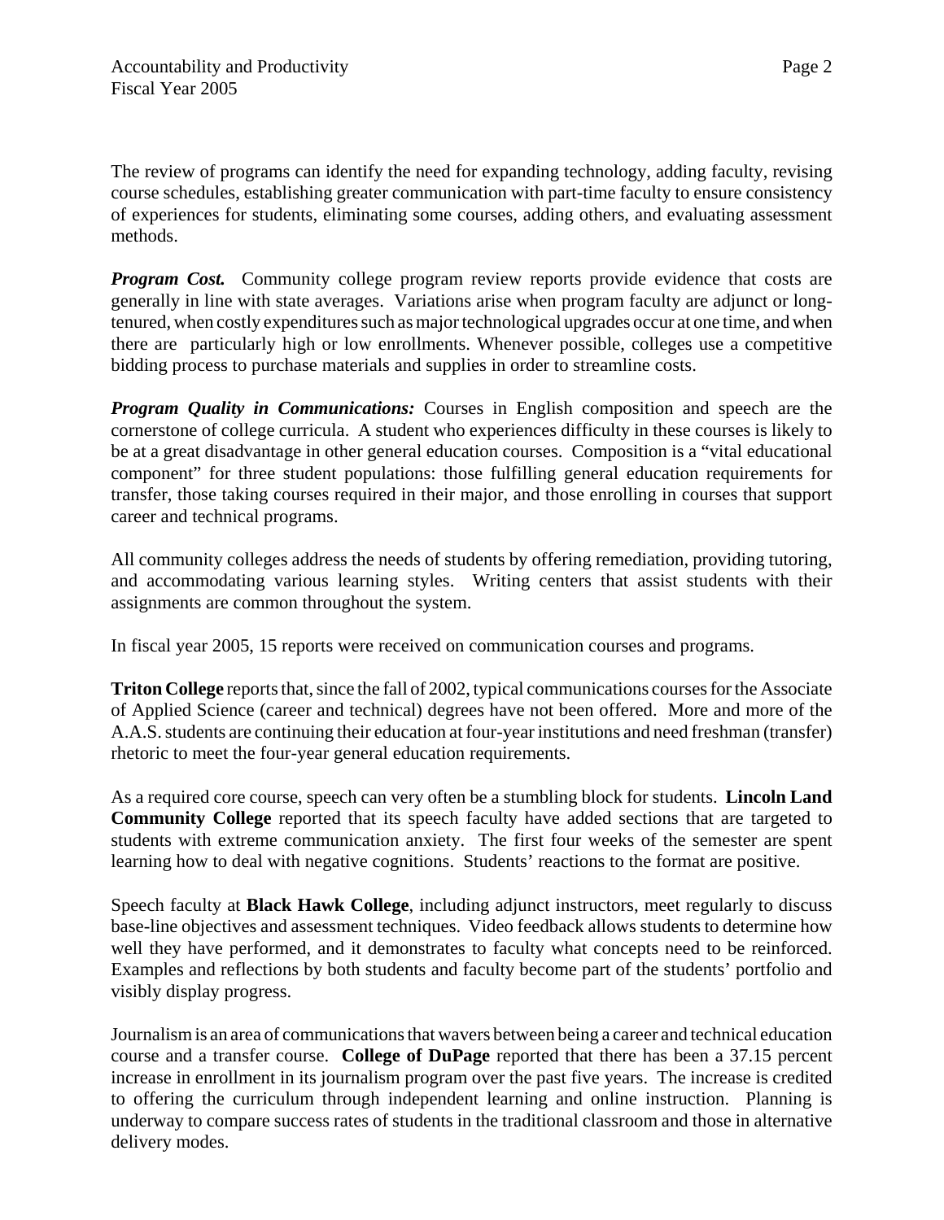The review of programs can identify the need for expanding technology, adding faculty, revising course schedules, establishing greater communication with part-time faculty to ensure consistency of experiences for students, eliminating some courses, adding others, and evaluating assessment methods.

***Program Cost.*** Community college program review reports provide evidence that costs are generally in line with state averages. Variations arise when program faculty are adjunct or long-tenured, when costly expenditures such as major technological upgrades occur at one time, and when there are particularly high or low enrollments. Whenever possible, colleges use a competitive bidding process to purchase materials and supplies in order to streamline costs.

***Program Quality in Communications:*** Courses in English composition and speech are the cornerstone of college curricula. A student who experiences difficulty in these courses is likely to be at a great disadvantage in other general education courses. Composition is a "vital educational component" for three student populations: those fulfilling general education requirements for transfer, those taking courses required in their major, and those enrolling in courses that support career and technical programs.

All community colleges address the needs of students by offering remediation, providing tutoring, and accommodating various learning styles. Writing centers that assist students with their assignments are common throughout the system.

In fiscal year 2005, 15 reports were received on communication courses and programs.

**Triton College** reports that, since the fall of 2002, typical communications courses for the Associate of Applied Science (career and technical) degrees have not been offered. More and more of the A.A.S. students are continuing their education at four-year institutions and need freshman (transfer) rhetoric to meet the four-year general education requirements.

As a required core course, speech can very often be a stumbling block for students. **Lincoln Land Community College** reported that its speech faculty have added sections that are targeted to students with extreme communication anxiety. The first four weeks of the semester are spent learning how to deal with negative cognitions. Students' reactions to the format are positive.

Speech faculty at **Black Hawk College**, including adjunct instructors, meet regularly to discuss base-line objectives and assessment techniques. Video feedback allows students to determine how well they have performed, and it demonstrates to faculty what concepts need to be reinforced. Examples and reflections by both students and faculty become part of the students' portfolio and visibly display progress.

Journalism is an area of communications that wavers between being a career and technical education course and a transfer course. **College of DuPage** reported that there has been a 37.15 percent increase in enrollment in its journalism program over the past five years. The increase is credited to offering the curriculum through independent learning and online instruction. Planning is underway to compare success rates of students in the traditional classroom and those in alternative delivery modes.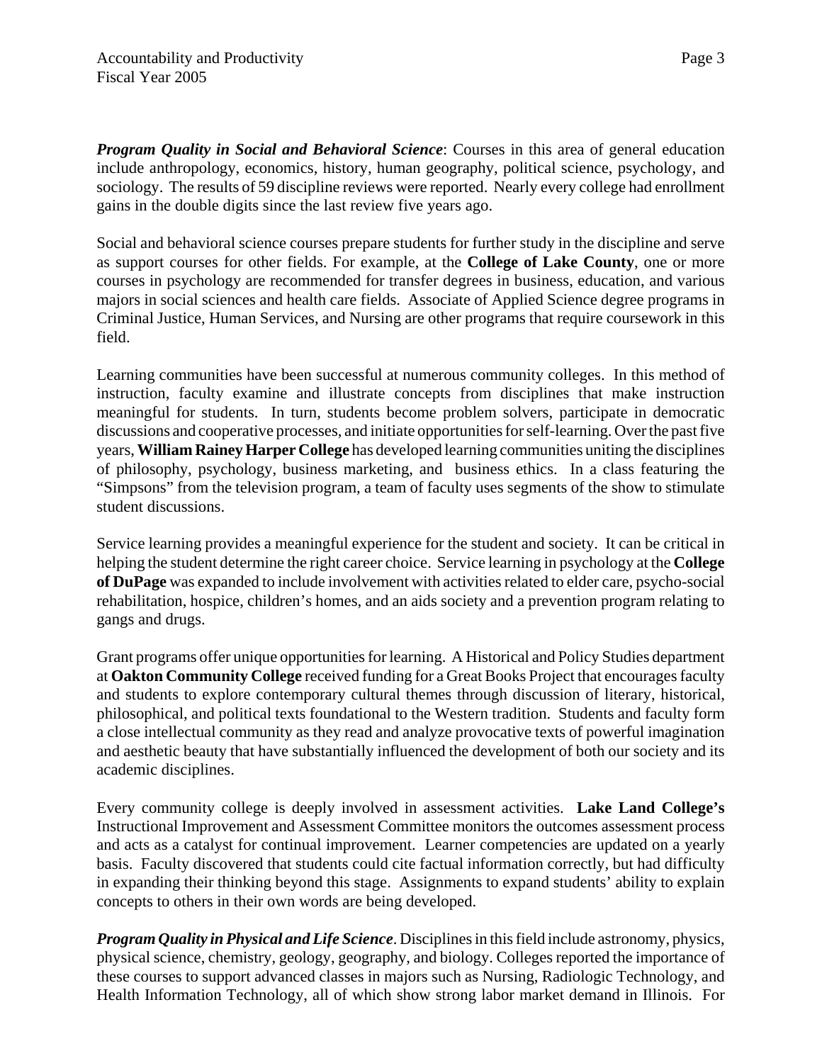***Program Quality in Social and Behavioral Science***: Courses in this area of general education include anthropology, economics, history, human geography, political science, psychology, and sociology. The results of 59 discipline reviews were reported. Nearly every college had enrollment gains in the double digits since the last review five years ago.

Social and behavioral science courses prepare students for further study in the discipline and serve as support courses for other fields. For example, at the **College of Lake County**, one or more courses in psychology are recommended for transfer degrees in business, education, and various majors in social sciences and health care fields. Associate of Applied Science degree programs in Criminal Justice, Human Services, and Nursing are other programs that require coursework in this field.

Learning communities have been successful at numerous community colleges. In this method of instruction, faculty examine and illustrate concepts from disciplines that make instruction meaningful for students. In turn, students become problem solvers, participate in democratic discussions and cooperative processes, and initiate opportunities for self-learning. Over the past five years, **William Rainey Harper College** has developed learning communities uniting the disciplines of philosophy, psychology, business marketing, and business ethics. In a class featuring the "Simpsons" from the television program, a team of faculty uses segments of the show to stimulate student discussions.

Service learning provides a meaningful experience for the student and society. It can be critical in helping the student determine the right career choice. Service learning in psychology at the **College of DuPage** was expanded to include involvement with activities related to elder care, psycho-social rehabilitation, hospice, children's homes, and an aids society and a prevention program relating to gangs and drugs.

Grant programs offer unique opportunities for learning. A Historical and Policy Studies department at **Oakton Community College** received funding for a Great Books Project that encourages faculty and students to explore contemporary cultural themes through discussion of literary, historical, philosophical, and political texts foundational to the Western tradition. Students and faculty form a close intellectual community as they read and analyze provocative texts of powerful imagination and aesthetic beauty that have substantially influenced the development of both our society and its academic disciplines.

Every community college is deeply involved in assessment activities. **Lake Land College's** Instructional Improvement and Assessment Committee monitors the outcomes assessment process and acts as a catalyst for continual improvement. Learner competencies are updated on a yearly basis. Faculty discovered that students could cite factual information correctly, but had difficulty in expanding their thinking beyond this stage. Assignments to expand students' ability to explain concepts to others in their own words are being developed.

***Program Quality in Physical and Life Science***. Disciplines in this field include astronomy, physics, physical science, chemistry, geology, geography, and biology. Colleges reported the importance of these courses to support advanced classes in majors such as Nursing, Radiologic Technology, and Health Information Technology, all of which show strong labor market demand in Illinois. For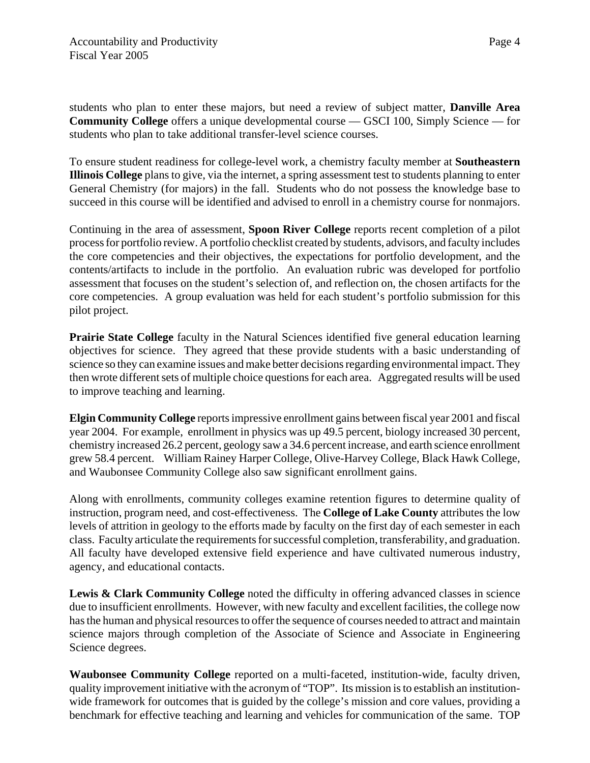students who plan to enter these majors, but need a review of subject matter, **Danville Area Community College** offers a unique developmental course — GSCI 100, Simply Science — for students who plan to take additional transfer-level science courses.

To ensure student readiness for college-level work, a chemistry faculty member at **Southeastern Illinois College** plans to give, via the internet, a spring assessment test to students planning to enter General Chemistry (for majors) in the fall. Students who do not possess the knowledge base to succeed in this course will be identified and advised to enroll in a chemistry course for nonmajors.

Continuing in the area of assessment, **Spoon River College** reports recent completion of a pilot process for portfolio review. A portfolio checklist created by students, advisors, and faculty includes the core competencies and their objectives, the expectations for portfolio development, and the contents/artifacts to include in the portfolio. An evaluation rubric was developed for portfolio assessment that focuses on the student's selection of, and reflection on, the chosen artifacts for the core competencies. A group evaluation was held for each student's portfolio submission for this pilot project.

**Prairie State College** faculty in the Natural Sciences identified five general education learning objectives for science. They agreed that these provide students with a basic understanding of science so they can examine issues and make better decisions regarding environmental impact. They then wrote different sets of multiple choice questions for each area. Aggregated results will be used to improve teaching and learning.

**Elgin Community College** reports impressive enrollment gains between fiscal year 2001 and fiscal year 2004. For example, enrollment in physics was up 49.5 percent, biology increased 30 percent, chemistry increased 26.2 percent, geology saw a 34.6 percent increase, and earth science enrollment grew 58.4 percent. William Rainey Harper College, Olive-Harvey College, Black Hawk College, and Waubonsee Community College also saw significant enrollment gains.

Along with enrollments, community colleges examine retention figures to determine quality of instruction, program need, and cost-effectiveness. The **College of Lake County** attributes the low levels of attrition in geology to the efforts made by faculty on the first day of each semester in each class. Faculty articulate the requirements for successful completion, transferability, and graduation. All faculty have developed extensive field experience and have cultivated numerous industry, agency, and educational contacts.

**Lewis & Clark Community College** noted the difficulty in offering advanced classes in science due to insufficient enrollments. However, with new faculty and excellent facilities, the college now has the human and physical resources to offer the sequence of courses needed to attract and maintain science majors through completion of the Associate of Science and Associate in Engineering Science degrees.

**Waubonsee Community College** reported on a multi-faceted, institution-wide, faculty driven, quality improvement initiative with the acronym of "TOP". Its mission is to establish an institution-wide framework for outcomes that is guided by the college's mission and core values, providing a benchmark for effective teaching and learning and vehicles for communication of the same. TOP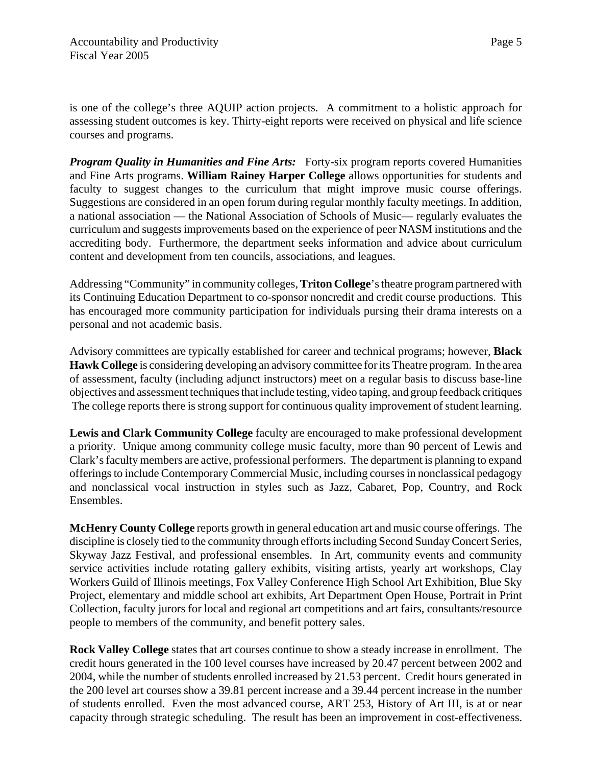is one of the college's three AQUIP action projects. A commitment to a holistic approach for assessing student outcomes is key. Thirty-eight reports were received on physical and life science courses and programs.

***Program Quality in Humanities and Fine Arts:*** Forty-six program reports covered Humanities and Fine Arts programs. **William Rainey Harper College** allows opportunities for students and faculty to suggest changes to the curriculum that might improve music course offerings. Suggestions are considered in an open forum during regular monthly faculty meetings. In addition, a national association — the National Association of Schools of Music— regularly evaluates the curriculum and suggests improvements based on the experience of peer NASM institutions and the accrediting body. Furthermore, the department seeks information and advice about curriculum content and development from ten councils, associations, and leagues.

Addressing "Community" in community colleges, **Triton College**'s theatre program partnered with its Continuing Education Department to co-sponsor noncredit and credit course productions. This has encouraged more community participation for individuals pursing their drama interests on a personal and not academic basis.

Advisory committees are typically established for career and technical programs; however, **Black Hawk College** is considering developing an advisory committee for its Theatre program. In the area of assessment, faculty (including adjunct instructors) meet on a regular basis to discuss base-line objectives and assessment techniques that include testing, video taping, and group feedback critiques The college reports there is strong support for continuous quality improvement of student learning.

**Lewis and Clark Community College** faculty are encouraged to make professional development a priority. Unique among community college music faculty, more than 90 percent of Lewis and Clark's faculty members are active, professional performers. The department is planning to expand offerings to include Contemporary Commercial Music, including courses in nonclassical pedagogy and nonclassical vocal instruction in styles such as Jazz, Cabaret, Pop, Country, and Rock Ensembles.

**McHenry County College** reports growth in general education art and music course offerings. The discipline is closely tied to the community through efforts including Second Sunday Concert Series, Skyway Jazz Festival, and professional ensembles. In Art, community events and community service activities include rotating gallery exhibits, visiting artists, yearly art workshops, Clay Workers Guild of Illinois meetings, Fox Valley Conference High School Art Exhibition, Blue Sky Project, elementary and middle school art exhibits, Art Department Open House, Portrait in Print Collection, faculty jurors for local and regional art competitions and art fairs, consultants/resource people to members of the community, and benefit pottery sales.

**Rock Valley College** states that art courses continue to show a steady increase in enrollment. The credit hours generated in the 100 level courses have increased by 20.47 percent between 2002 and 2004, while the number of students enrolled increased by 21.53 percent. Credit hours generated in the 200 level art courses show a 39.81 percent increase and a 39.44 percent increase in the number of students enrolled. Even the most advanced course, ART 253, History of Art III, is at or near capacity through strategic scheduling. The result has been an improvement in cost-effectiveness.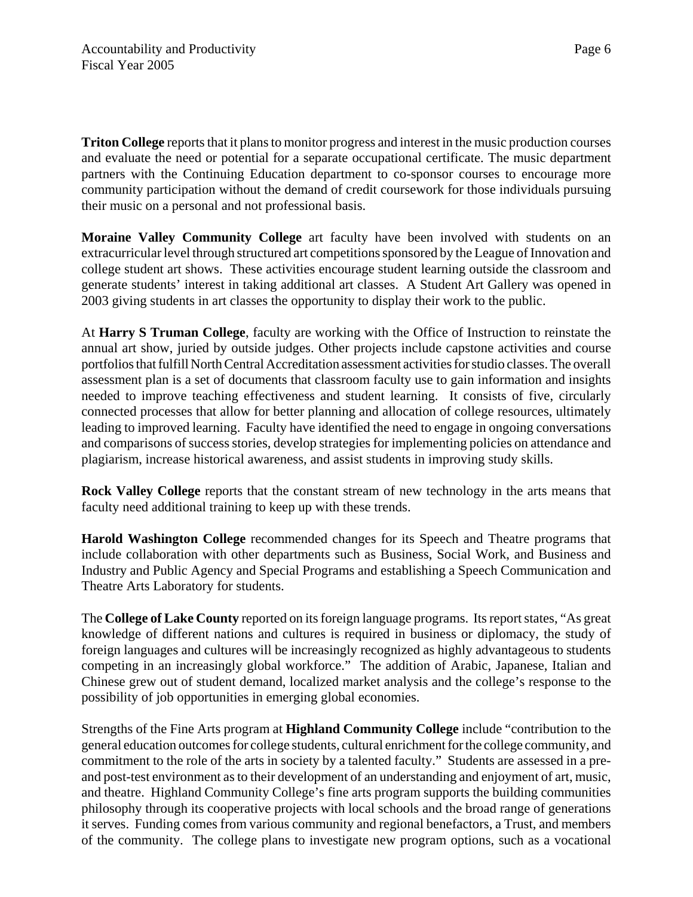**Triton College** reports that it plans to monitor progress and interest in the music production courses and evaluate the need or potential for a separate occupational certificate. The music department partners with the Continuing Education department to co-sponsor courses to encourage more community participation without the demand of credit coursework for those individuals pursuing their music on a personal and not professional basis.

**Moraine Valley Community College** art faculty have been involved with students on an extracurricular level through structured art competitions sponsored by the League of Innovation and college student art shows. These activities encourage student learning outside the classroom and generate students' interest in taking additional art classes. A Student Art Gallery was opened in 2003 giving students in art classes the opportunity to display their work to the public.

At **Harry S Truman College**, faculty are working with the Office of Instruction to reinstate the annual art show, juried by outside judges. Other projects include capstone activities and course portfolios that fulfill North Central Accreditation assessment activities for studio classes. The overall assessment plan is a set of documents that classroom faculty use to gain information and insights needed to improve teaching effectiveness and student learning. It consists of five, circularly connected processes that allow for better planning and allocation of college resources, ultimately leading to improved learning. Faculty have identified the need to engage in ongoing conversations and comparisons of success stories, develop strategies for implementing policies on attendance and plagiarism, increase historical awareness, and assist students in improving study skills.

**Rock Valley College** reports that the constant stream of new technology in the arts means that faculty need additional training to keep up with these trends.

**Harold Washington College** recommended changes for its Speech and Theatre programs that include collaboration with other departments such as Business, Social Work, and Business and Industry and Public Agency and Special Programs and establishing a Speech Communication and Theatre Arts Laboratory for students.

The **College of Lake County** reported on its foreign language programs. Its report states, "As great knowledge of different nations and cultures is required in business or diplomacy, the study of foreign languages and cultures will be increasingly recognized as highly advantageous to students competing in an increasingly global workforce." The addition of Arabic, Japanese, Italian and Chinese grew out of student demand, localized market analysis and the college's response to the possibility of job opportunities in emerging global economies.

Strengths of the Fine Arts program at **Highland Community College** include "contribution to the general education outcomes for college students, cultural enrichment for the college community, and commitment to the role of the arts in society by a talented faculty." Students are assessed in a pre- and post-test environment as to their development of an understanding and enjoyment of art, music, and theatre. Highland Community College's fine arts program supports the building communities philosophy through its cooperative projects with local schools and the broad range of generations it serves. Funding comes from various community and regional benefactors, a Trust, and members of the community. The college plans to investigate new program options, such as a vocational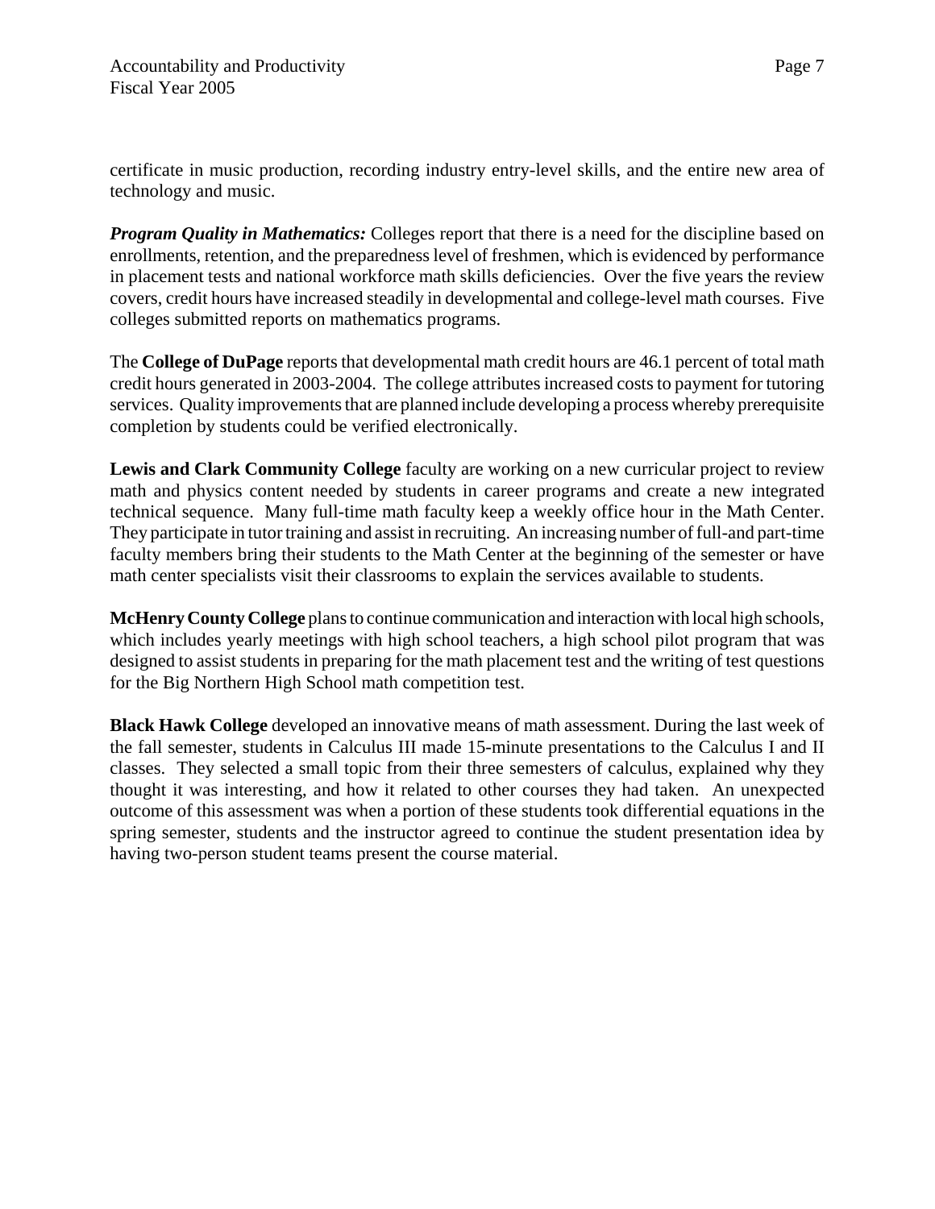certificate in music production, recording industry entry-level skills, and the entire new area of technology and music.

***Program Quality in Mathematics:*** Colleges report that there is a need for the discipline based on enrollments, retention, and the preparedness level of freshmen, which is evidenced by performance in placement tests and national workforce math skills deficiencies. Over the five years the review covers, credit hours have increased steadily in developmental and college-level math courses. Five colleges submitted reports on mathematics programs.

The **College of DuPage** reports that developmental math credit hours are 46.1 percent of total math credit hours generated in 2003-2004. The college attributes increased costs to payment for tutoring services. Quality improvements that are planned include developing a process whereby prerequisite completion by students could be verified electronically.

**Lewis and Clark Community College** faculty are working on a new curricular project to review math and physics content needed by students in career programs and create a new integrated technical sequence. Many full-time math faculty keep a weekly office hour in the Math Center. They participate in tutor training and assist in recruiting. An increasing number of full-and part-time faculty members bring their students to the Math Center at the beginning of the semester or have math center specialists visit their classrooms to explain the services available to students.

**McHenry County College** plans to continue communication and interaction with local high schools, which includes yearly meetings with high school teachers, a high school pilot program that was designed to assist students in preparing for the math placement test and the writing of test questions for the Big Northern High School math competition test.

**Black Hawk College** developed an innovative means of math assessment. During the last week of the fall semester, students in Calculus III made 15-minute presentations to the Calculus I and II classes. They selected a small topic from their three semesters of calculus, explained why they thought it was interesting, and how it related to other courses they had taken. An unexpected outcome of this assessment was when a portion of these students took differential equations in the spring semester, students and the instructor agreed to continue the student presentation idea by having two-person student teams present the course material.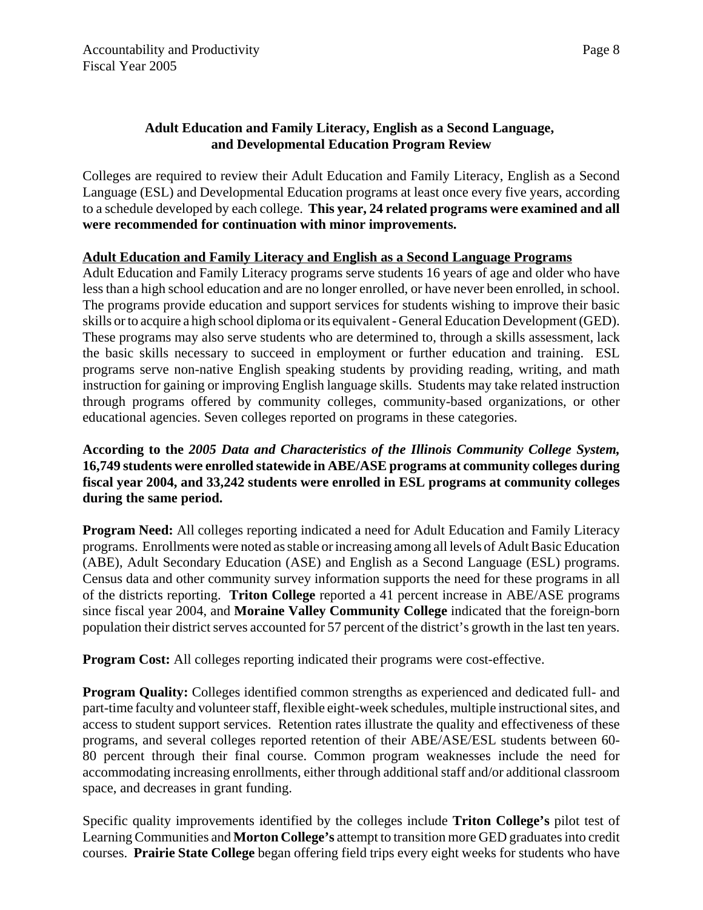## Adult Education and Family Literacy, English as a Second Language, and Developmental Education Program Review

Colleges are required to review their Adult Education and Family Literacy, English as a Second Language (ESL) and Developmental Education programs at least once every five years, according to a schedule developed by each college. **This year, 24 related programs were examined and all were recommended for continuation with minor improvements.**

**Adult Education and Family Literacy and English as a Second Language Programs**

Adult Education and Family Literacy programs serve students 16 years of age and older who have less than a high school education and are no longer enrolled, or have never been enrolled, in school. The programs provide education and support services for students wishing to improve their basic skills or to acquire a high school diploma or its equivalent - General Education Development (GED). These programs may also serve students who are determined to, through a skills assessment, lack the basic skills necessary to succeed in employment or further education and training. ESL programs serve non-native English speaking students by providing reading, writing, and math instruction for gaining or improving English language skills. Students may take related instruction through programs offered by community colleges, community-based organizations, or other educational agencies. Seven colleges reported on programs in these categories.

**According to the *2005 Data and Characteristics of the Illinois Community College System,* 16,749 students were enrolled statewide in ABE/ASE programs at community colleges during fiscal year 2004, and 33,242 students were enrolled in ESL programs at community colleges during the same period.**

**Program Need:** All colleges reporting indicated a need for Adult Education and Family Literacy programs. Enrollments were noted as stable or increasing among all levels of Adult Basic Education (ABE), Adult Secondary Education (ASE) and English as a Second Language (ESL) programs. Census data and other community survey information supports the need for these programs in all of the districts reporting. **Triton College** reported a 41 percent increase in ABE/ASE programs since fiscal year 2004, and **Moraine Valley Community College** indicated that the foreign-born population their district serves accounted for 57 percent of the district's growth in the last ten years.

**Program Cost:** All colleges reporting indicated their programs were cost-effective.

**Program Quality:** Colleges identified common strengths as experienced and dedicated full- and part-time faculty and volunteer staff, flexible eight-week schedules, multiple instructional sites, and access to student support services. Retention rates illustrate the quality and effectiveness of these programs, and several colleges reported retention of their ABE/ASE/ESL students between 60-80 percent through their final course. Common program weaknesses include the need for accommodating increasing enrollments, either through additional staff and/or additional classroom space, and decreases in grant funding.

Specific quality improvements identified by the colleges include **Triton College's** pilot test of Learning Communities and **Morton College's** attempt to transition more GED graduates into credit courses. **Prairie State College** began offering field trips every eight weeks for students who have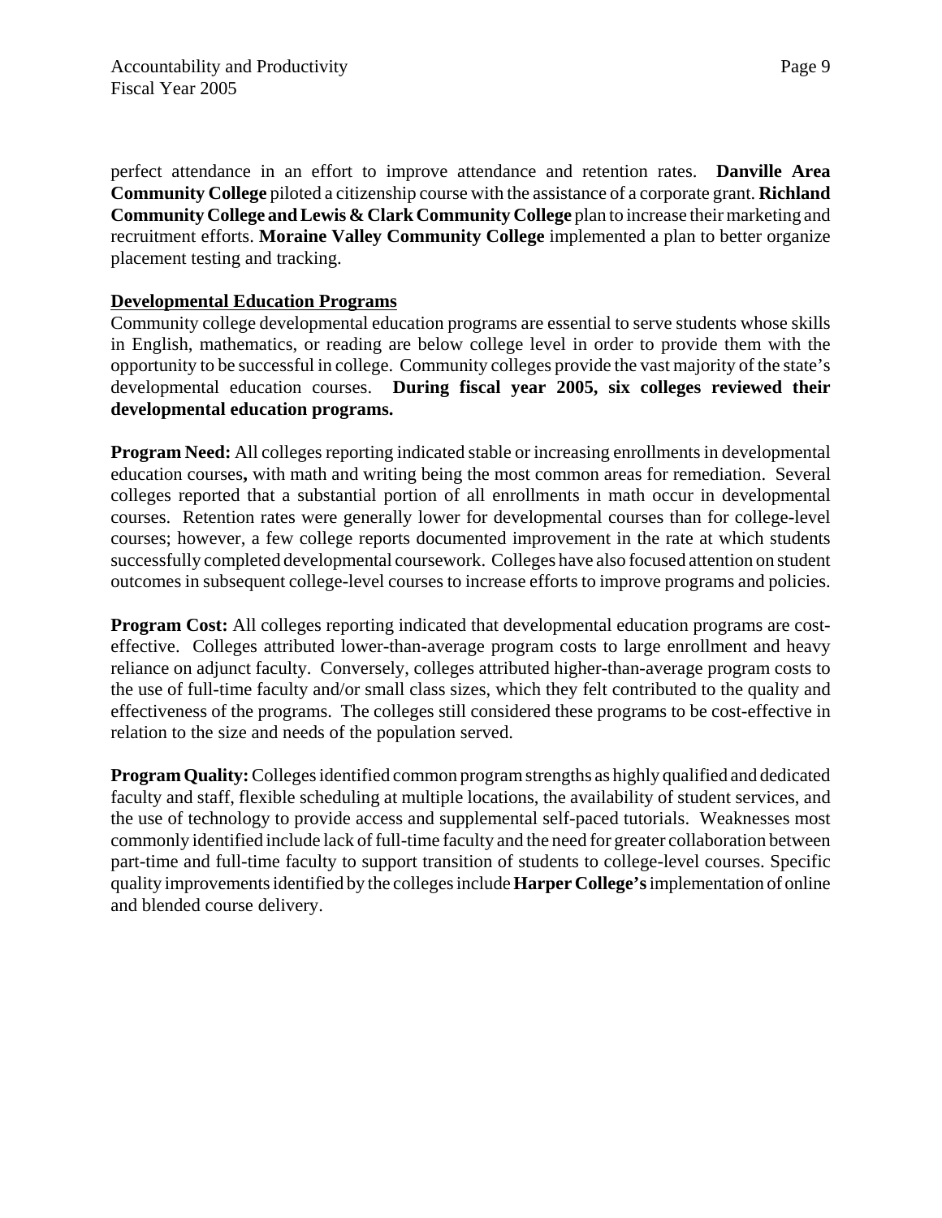perfect attendance in an effort to improve attendance and retention rates. **Danville Area Community College** piloted a citizenship course with the assistance of a corporate grant. **Richland Community College and Lewis & Clark Community College** plan to increase their marketing and recruitment efforts. **Moraine Valley Community College** implemented a plan to better organize placement testing and tracking.

## Developmental Education Programs

Community college developmental education programs are essential to serve students whose skills in English, mathematics, or reading are below college level in order to provide them with the opportunity to be successful in college. Community colleges provide the vast majority of the state's developmental education courses. **During fiscal year 2005, six colleges reviewed their developmental education programs.**

**Program Need:** All colleges reporting indicated stable or increasing enrollments in developmental education courses**,** with math and writing being the most common areas for remediation. Several colleges reported that a substantial portion of all enrollments in math occur in developmental courses. Retention rates were generally lower for developmental courses than for college-level courses; however, a few college reports documented improvement in the rate at which students successfully completed developmental coursework. Colleges have also focused attention on student outcomes in subsequent college-level courses to increase efforts to improve programs and policies.

**Program Cost:** All colleges reporting indicated that developmental education programs are cost-effective. Colleges attributed lower-than-average program costs to large enrollment and heavy reliance on adjunct faculty. Conversely, colleges attributed higher-than-average program costs to the use of full-time faculty and/or small class sizes, which they felt contributed to the quality and effectiveness of the programs. The colleges still considered these programs to be cost-effective in relation to the size and needs of the population served.

**Program Quality:** Colleges identified common program strengths as highly qualified and dedicated faculty and staff, flexible scheduling at multiple locations, the availability of student services, and the use of technology to provide access and supplemental self-paced tutorials. Weaknesses most commonly identified include lack of full-time faculty and the need for greater collaboration between part-time and full-time faculty to support transition of students to college-level courses. Specific quality improvements identified by the colleges include **Harper College's** implementation of online and blended course delivery.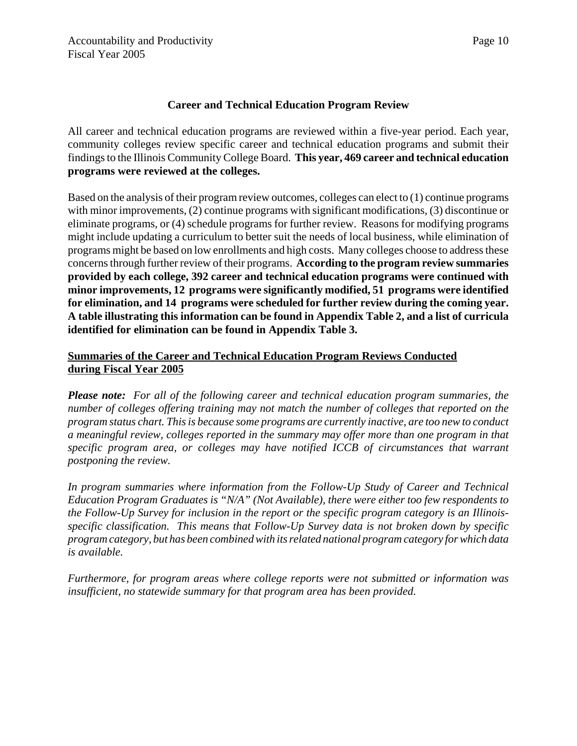## Career and Technical Education Program Review

All career and technical education programs are reviewed within a five-year period. Each year, community colleges review specific career and technical education programs and submit their findings to the Illinois Community College Board. **This year, 469 career and technical education programs were reviewed at the colleges.**

Based on the analysis of their program review outcomes, colleges can elect to (1) continue programs with minor improvements, (2) continue programs with significant modifications, (3) discontinue or eliminate programs, or (4) schedule programs for further review. Reasons for modifying programs might include updating a curriculum to better suit the needs of local business, while elimination of programs might be based on low enrollments and high costs. Many colleges choose to address these concerns through further review of their programs. **According to the program review summaries provided by each college, 392 career and technical education programs were continued with minor improvements, 12 programs were significantly modified, 51 programs were identified for elimination, and 14 programs were scheduled for further review during the coming year. A table illustrating this information can be found in Appendix Table 2, and a list of curricula identified for elimination can be found in Appendix Table 3.**

### Summaries of the Career and Technical Education Program Reviews Conducted during Fiscal Year 2005

***Please note:*** *For all of the following career and technical education program summaries, the number of colleges offering training may not match the number of colleges that reported on the program status chart. This is because some programs are currently inactive, are too new to conduct a meaningful review, colleges reported in the summary may offer more than one program in that specific program area, or colleges may have notified ICCB of circumstances that warrant postponing the review.*

*In program summaries where information from the Follow-Up Study of Career and Technical Education Program Graduates is "N/A" (Not Available), there were either too few respondents to the Follow-Up Survey for inclusion in the report or the specific program category is an Illinois-specific classification. This means that Follow-Up Survey data is not broken down by specific program category, but has been combined with its related national program category for which data is available.*

*Furthermore, for program areas where college reports were not submitted or information was insufficient, no statewide summary for that program area has been provided.*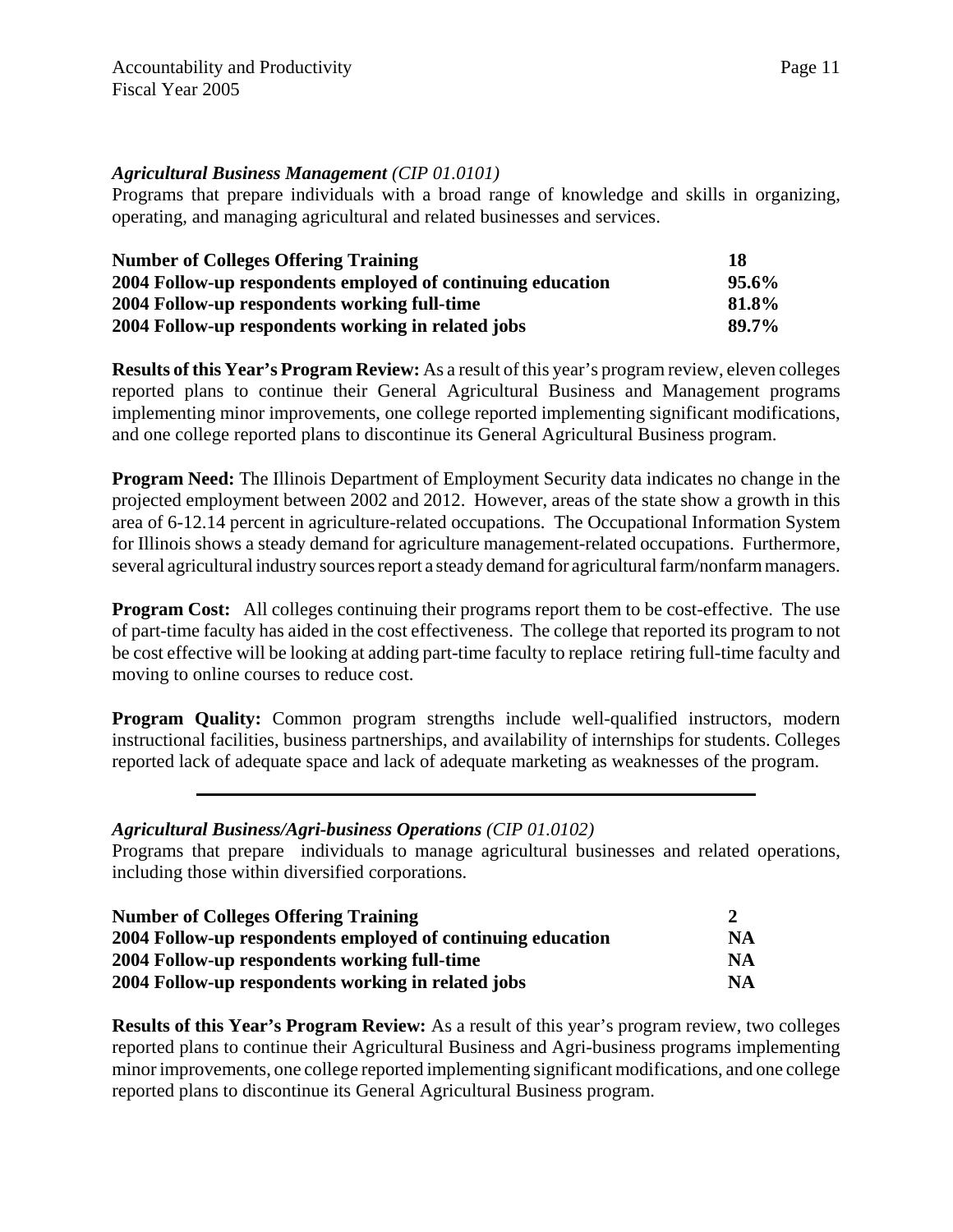***Agricultural Business Management*** *(CIP 01.0101)*

Programs that prepare individuals with a broad range of knowledge and skills in organizing, operating, and managing agricultural and related businesses and services.

| | |
|---|---|
| **Number of Colleges Offering Training** | **18** |
| **2004 Follow-up respondents employed of continuing education** | **95.6%** |
| **2004 Follow-up respondents working full-time** | **81.8%** |
| **2004 Follow-up respondents working in related jobs** | **89.7%** |

**Results of this Year's Program Review:** As a result of this year's program review, eleven colleges reported plans to continue their General Agricultural Business and Management programs implementing minor improvements, one college reported implementing significant modifications, and one college reported plans to discontinue its General Agricultural Business program.

**Program Need:** The Illinois Department of Employment Security data indicates no change in the projected employment between 2002 and 2012. However, areas of the state show a growth in this area of 6-12.14 percent in agriculture-related occupations. The Occupational Information System for Illinois shows a steady demand for agriculture management-related occupations. Furthermore, several agricultural industry sources report a steady demand for agricultural farm/nonfarm managers.

**Program Cost:** All colleges continuing their programs report them to be cost-effective. The use of part-time faculty has aided in the cost effectiveness. The college that reported its program to not be cost effective will be looking at adding part-time faculty to replace retiring full-time faculty and moving to online courses to reduce cost.

**Program Quality:** Common program strengths include well-qualified instructors, modern instructional facilities, business partnerships, and availability of internships for students. Colleges reported lack of adequate space and lack of adequate marketing as weaknesses of the program.

---

***Agricultural Business/Agri-business Operations*** *(CIP 01.0102)*

Programs that prepare individuals to manage agricultural businesses and related operations, including those within diversified corporations.

| | |
|---|---|
| **Number of Colleges Offering Training** | **2** |
| **2004 Follow-up respondents employed of continuing education** | **NA** |
| **2004 Follow-up respondents working full-time** | **NA** |
| **2004 Follow-up respondents working in related jobs** | **NA** |

**Results of this Year's Program Review:** As a result of this year's program review, two colleges reported plans to continue their Agricultural Business and Agri-business programs implementing minor improvements, one college reported implementing significant modifications, and one college reported plans to discontinue its General Agricultural Business program.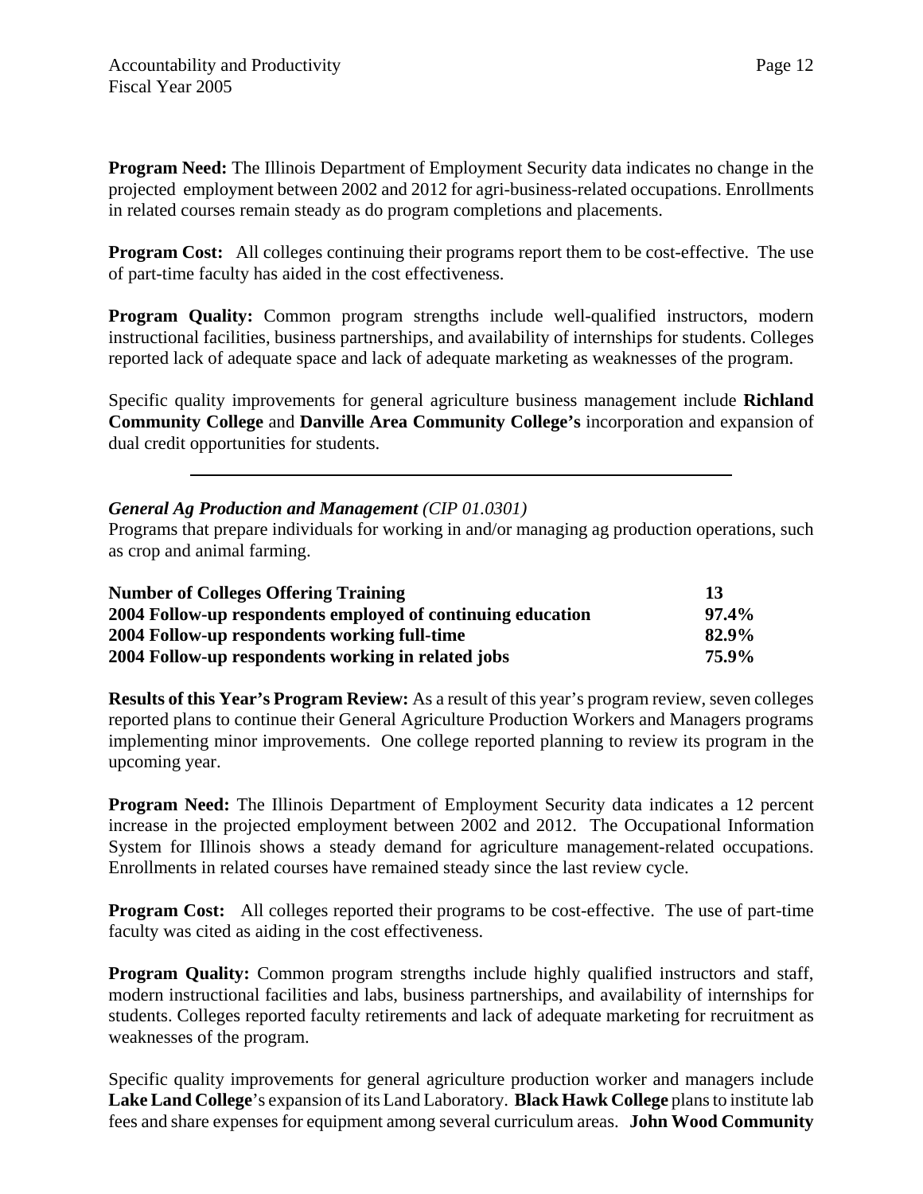**Program Need:** The Illinois Department of Employment Security data indicates no change in the projected employment between 2002 and 2012 for agri-business-related occupations. Enrollments in related courses remain steady as do program completions and placements.

**Program Cost:** All colleges continuing their programs report them to be cost-effective. The use of part-time faculty has aided in the cost effectiveness.

**Program Quality:** Common program strengths include well-qualified instructors, modern instructional facilities, business partnerships, and availability of internships for students. Colleges reported lack of adequate space and lack of adequate marketing as weaknesses of the program.

Specific quality improvements for general agriculture business management include **Richland Community College** and **Danville Area Community College's** incorporation and expansion of dual credit opportunities for students.

---

***General Ag Production and Management*** *(CIP 01.0301)*

Programs that prepare individuals for working in and/or managing ag production operations, such as crop and animal farming.

| | |
|---|---|
| **Number of Colleges Offering Training** | **13** |
| **2004 Follow-up respondents employed of continuing education** | **97.4%** |
| **2004 Follow-up respondents working full-time** | **82.9%** |
| **2004 Follow-up respondents working in related jobs** | **75.9%** |

**Results of this Year's Program Review:** As a result of this year's program review, seven colleges reported plans to continue their General Agriculture Production Workers and Managers programs implementing minor improvements. One college reported planning to review its program in the upcoming year.

**Program Need:** The Illinois Department of Employment Security data indicates a 12 percent increase in the projected employment between 2002 and 2012. The Occupational Information System for Illinois shows a steady demand for agriculture management-related occupations. Enrollments in related courses have remained steady since the last review cycle.

**Program Cost:** All colleges reported their programs to be cost-effective. The use of part-time faculty was cited as aiding in the cost effectiveness.

**Program Quality:** Common program strengths include highly qualified instructors and staff, modern instructional facilities and labs, business partnerships, and availability of internships for students. Colleges reported faculty retirements and lack of adequate marketing for recruitment as weaknesses of the program.

Specific quality improvements for general agriculture production worker and managers include **Lake Land College**'s expansion of its Land Laboratory. **Black Hawk College** plans to institute lab fees and share expenses for equipment among several curriculum areas. **John Wood Community**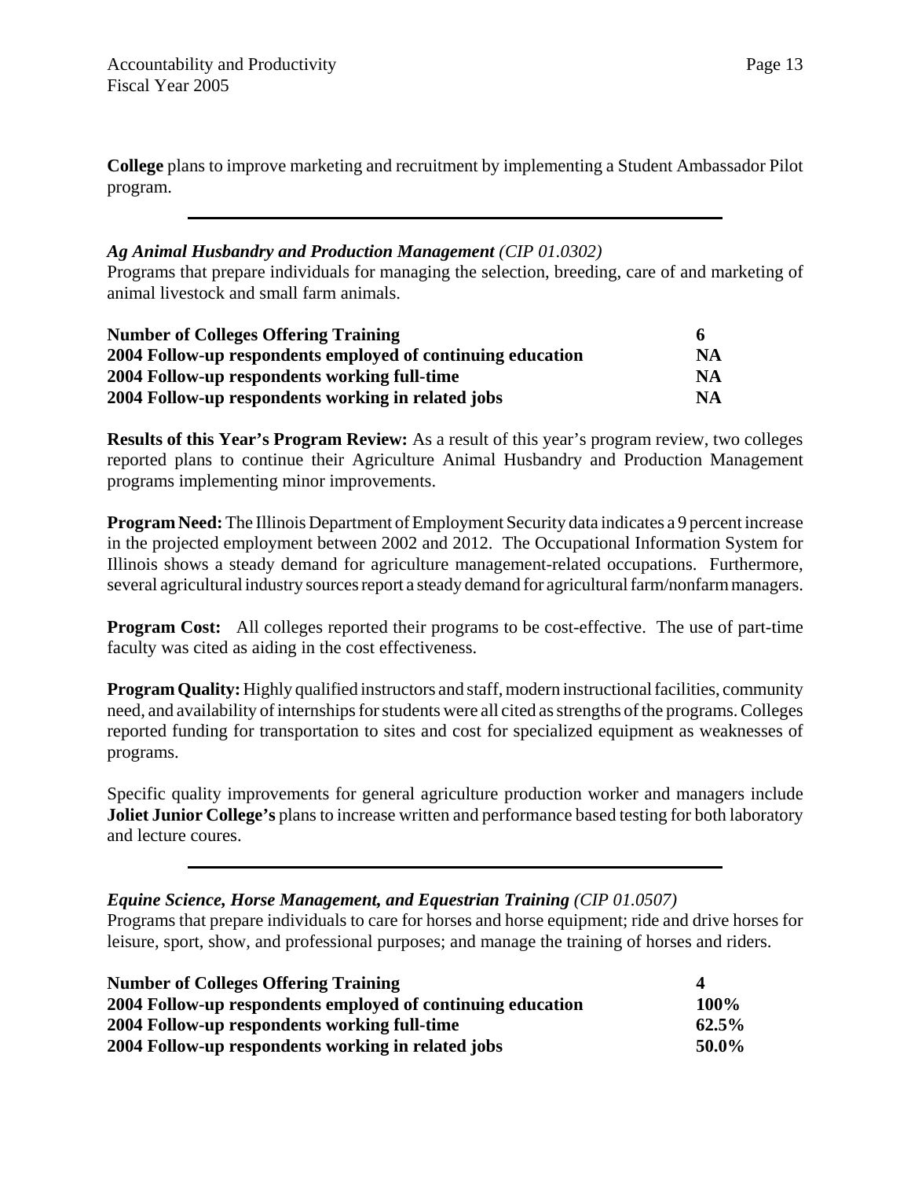**College** plans to improve marketing and recruitment by implementing a Student Ambassador Pilot program.

---

***Ag Animal Husbandry and Production Management*** *(CIP 01.0302)*

Programs that prepare individuals for managing the selection, breeding, care of and marketing of animal livestock and small farm animals.

| | |
|---|---|
| **Number of Colleges Offering Training** | **6** |
| **2004 Follow-up respondents employed of continuing education** | **NA** |
| **2004 Follow-up respondents working full-time** | **NA** |
| **2004 Follow-up respondents working in related jobs** | **NA** |

**Results of this Year's Program Review:** As a result of this year's program review, two colleges reported plans to continue their Agriculture Animal Husbandry and Production Management programs implementing minor improvements.

**Program Need:** The Illinois Department of Employment Security data indicates a 9 percent increase in the projected employment between 2002 and 2012. The Occupational Information System for Illinois shows a steady demand for agriculture management-related occupations. Furthermore, several agricultural industry sources report a steady demand for agricultural farm/nonfarm managers.

**Program Cost:** All colleges reported their programs to be cost-effective. The use of part-time faculty was cited as aiding in the cost effectiveness.

**Program Quality:** Highly qualified instructors and staff, modern instructional facilities, community need, and availability of internships for students were all cited as strengths of the programs. Colleges reported funding for transportation to sites and cost for specialized equipment as weaknesses of programs.

Specific quality improvements for general agriculture production worker and managers include **Joliet Junior College's** plans to increase written and performance based testing for both laboratory and lecture coures.

---

***Equine Science, Horse Management, and Equestrian Training*** *(CIP 01.0507)*

Programs that prepare individuals to care for horses and horse equipment; ride and drive horses for leisure, sport, show, and professional purposes; and manage the training of horses and riders.

| | |
|---|---|
| **Number of Colleges Offering Training** | **4** |
| **2004 Follow-up respondents employed of continuing education** | **100%** |
| **2004 Follow-up respondents working full-time** | **62.5%** |
| **2004 Follow-up respondents working in related jobs** | **50.0%** |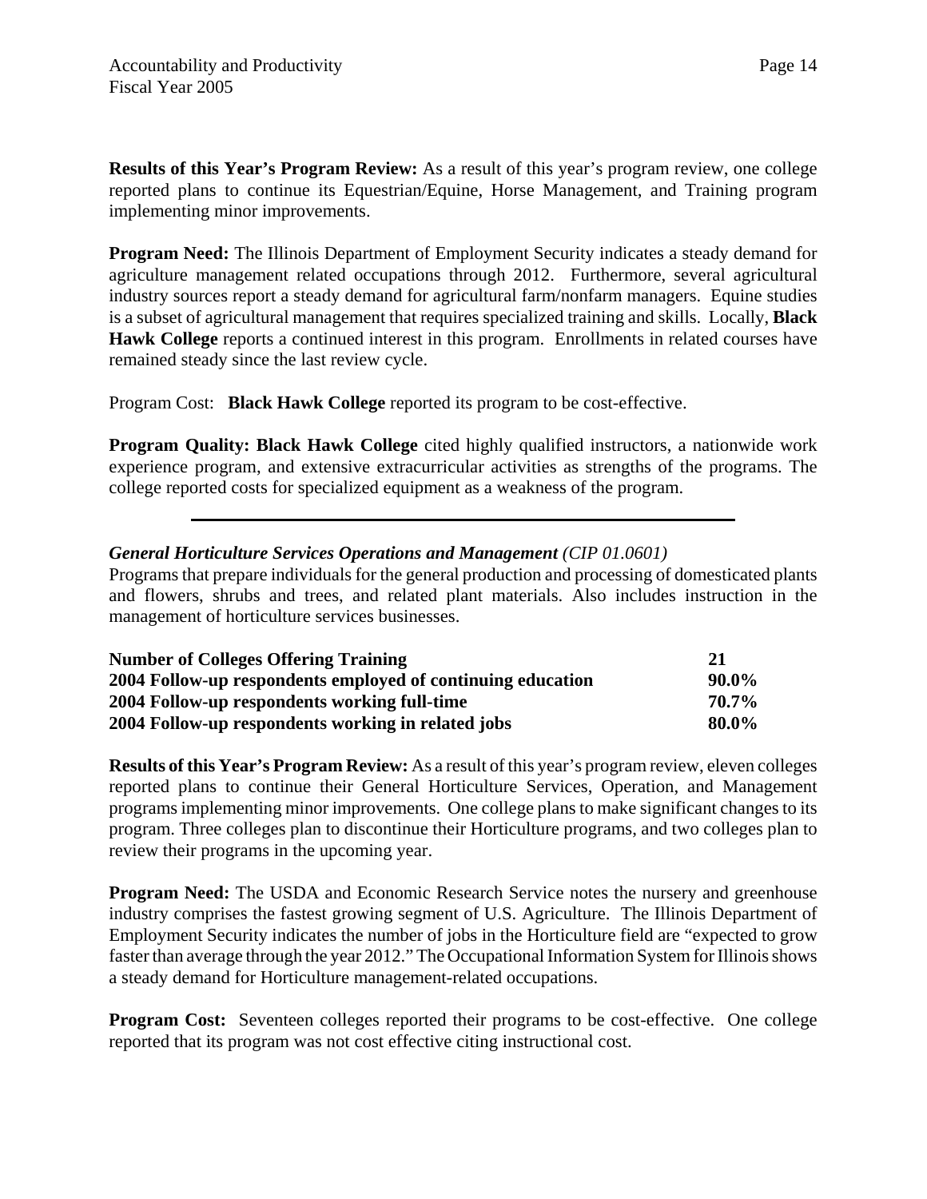**Results of this Year's Program Review:** As a result of this year's program review, one college reported plans to continue its Equestrian/Equine, Horse Management, and Training program implementing minor improvements.

**Program Need:** The Illinois Department of Employment Security indicates a steady demand for agriculture management related occupations through 2012. Furthermore, several agricultural industry sources report a steady demand for agricultural farm/nonfarm managers. Equine studies is a subset of agricultural management that requires specialized training and skills. Locally, **Black Hawk College** reports a continued interest in this program. Enrollments in related courses have remained steady since the last review cycle.

Program Cost: **Black Hawk College** reported its program to be cost-effective.

**Program Quality: Black Hawk College** cited highly qualified instructors, a nationwide work experience program, and extensive extracurricular activities as strengths of the programs. The college reported costs for specialized equipment as a weakness of the program.

---

***General Horticulture Services Operations and Management*** *(CIP 01.0601)*

Programs that prepare individuals for the general production and processing of domesticated plants and flowers, shrubs and trees, and related plant materials. Also includes instruction in the management of horticulture services businesses.

| | |
|---|---|
| **Number of Colleges Offering Training** | **21** |
| **2004 Follow-up respondents employed of continuing education** | **90.0%** |
| **2004 Follow-up respondents working full-time** | **70.7%** |
| **2004 Follow-up respondents working in related jobs** | **80.0%** |

**Results of this Year's Program Review:** As a result of this year's program review, eleven colleges reported plans to continue their General Horticulture Services, Operation, and Management programs implementing minor improvements. One college plans to make significant changes to its program. Three colleges plan to discontinue their Horticulture programs, and two colleges plan to review their programs in the upcoming year.

**Program Need:** The USDA and Economic Research Service notes the nursery and greenhouse industry comprises the fastest growing segment of U.S. Agriculture. The Illinois Department of Employment Security indicates the number of jobs in the Horticulture field are "expected to grow faster than average through the year 2012." The Occupational Information System for Illinois shows a steady demand for Horticulture management-related occupations.

**Program Cost:** Seventeen colleges reported their programs to be cost-effective. One college reported that its program was not cost effective citing instructional cost.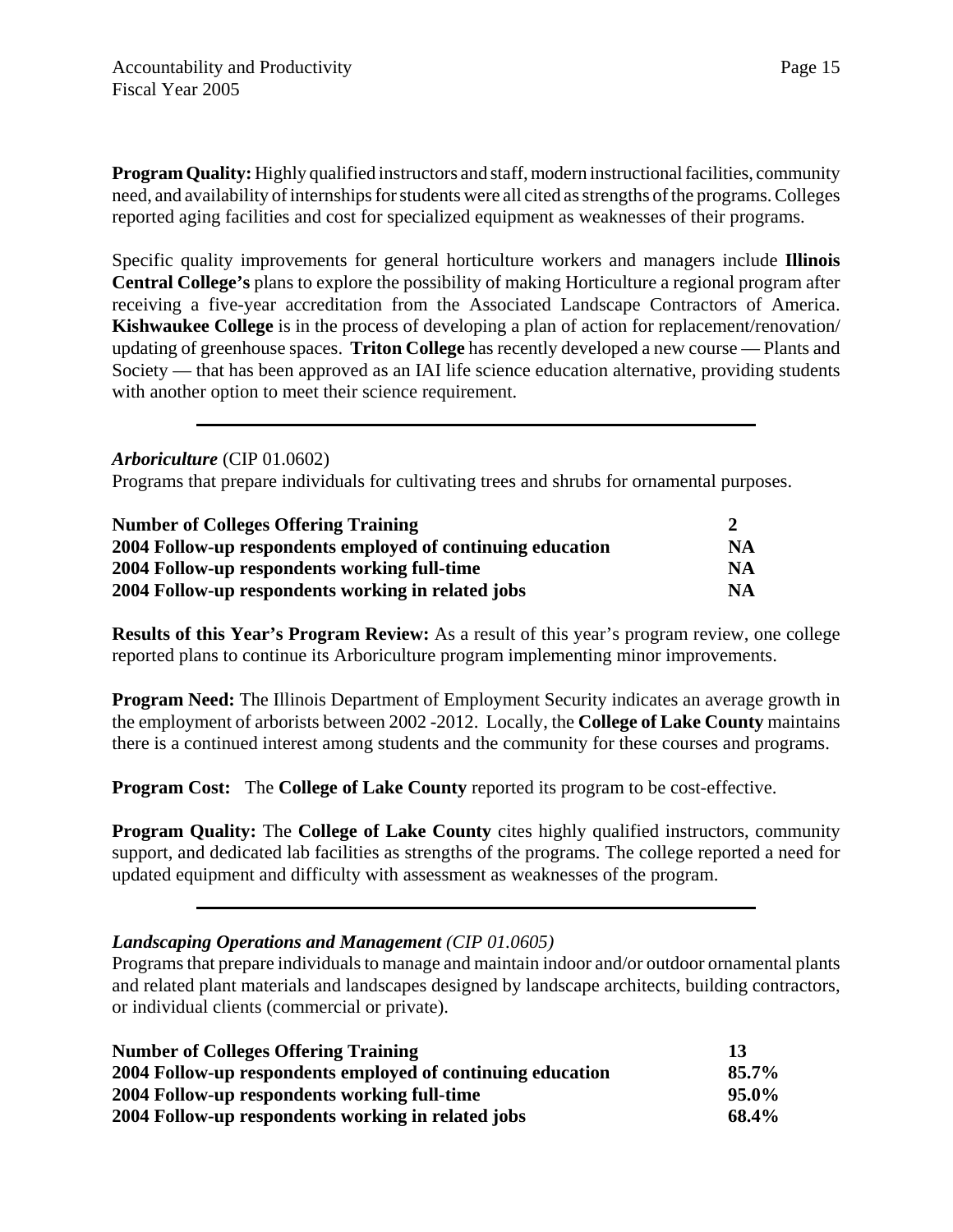**Program Quality:** Highly qualified instructors and staff, modern instructional facilities, community need, and availability of internships for students were all cited as strengths of the programs. Colleges reported aging facilities and cost for specialized equipment as weaknesses of their programs.

Specific quality improvements for general horticulture workers and managers include **Illinois Central College's** plans to explore the possibility of making Horticulture a regional program after receiving a five-year accreditation from the Associated Landscape Contractors of America. **Kishwaukee College** is in the process of developing a plan of action for replacement/renovation/updating of greenhouse spaces. **Triton College** has recently developed a new course — Plants and Society — that has been approved as an IAI life science education alternative, providing students with another option to meet their science requirement.

---

***Arboriculture*** (CIP 01.0602)

Programs that prepare individuals for cultivating trees and shrubs for ornamental purposes.

| | |
|---|---|
| **Number of Colleges Offering Training** | **2** |
| **2004 Follow-up respondents employed of continuing education** | **NA** |
| **2004 Follow-up respondents working full-time** | **NA** |
| **2004 Follow-up respondents working in related jobs** | **NA** |

**Results of this Year's Program Review:** As a result of this year's program review, one college reported plans to continue its Arboriculture program implementing minor improvements.

**Program Need:** The Illinois Department of Employment Security indicates an average growth in the employment of arborists between 2002 -2012. Locally, the **College of Lake County** maintains there is a continued interest among students and the community for these courses and programs.

**Program Cost:** The **College of Lake County** reported its program to be cost-effective.

**Program Quality:** The **College of Lake County** cites highly qualified instructors, community support, and dedicated lab facilities as strengths of the programs. The college reported a need for updated equipment and difficulty with assessment as weaknesses of the program.

---

***Landscaping Operations and Management*** *(CIP 01.0605)*

Programs that prepare individuals to manage and maintain indoor and/or outdoor ornamental plants and related plant materials and landscapes designed by landscape architects, building contractors, or individual clients (commercial or private).

| | |
|---|---|
| **Number of Colleges Offering Training** | **13** |
| **2004 Follow-up respondents employed of continuing education** | **85.7%** |
| **2004 Follow-up respondents working full-time** | **95.0%** |
| **2004 Follow-up respondents working in related jobs** | **68.4%** |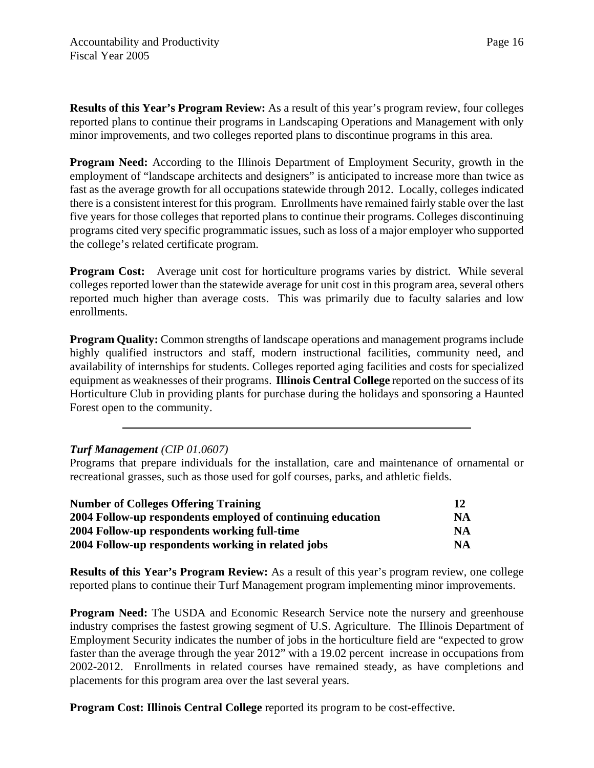**Results of this Year's Program Review:** As a result of this year's program review, four colleges reported plans to continue their programs in Landscaping Operations and Management with only minor improvements, and two colleges reported plans to discontinue programs in this area.

**Program Need:** According to the Illinois Department of Employment Security, growth in the employment of "landscape architects and designers" is anticipated to increase more than twice as fast as the average growth for all occupations statewide through 2012. Locally, colleges indicated there is a consistent interest for this program. Enrollments have remained fairly stable over the last five years for those colleges that reported plans to continue their programs. Colleges discontinuing programs cited very specific programmatic issues, such as loss of a major employer who supported the college's related certificate program.

**Program Cost:** Average unit cost for horticulture programs varies by district. While several colleges reported lower than the statewide average for unit cost in this program area, several others reported much higher than average costs. This was primarily due to faculty salaries and low enrollments.

**Program Quality:** Common strengths of landscape operations and management programs include highly qualified instructors and staff, modern instructional facilities, community need, and availability of internships for students. Colleges reported aging facilities and costs for specialized equipment as weaknesses of their programs. **Illinois Central College** reported on the success of its Horticulture Club in providing plants for purchase during the holidays and sponsoring a Haunted Forest open to the community.

---

***Turf Management*** *(CIP 01.0607)*

Programs that prepare individuals for the installation, care and maintenance of ornamental or recreational grasses, such as those used for golf courses, parks, and athletic fields.

| | |
|---|---|
| **Number of Colleges Offering Training** | **12** |
| **2004 Follow-up respondents employed of continuing education** | **NA** |
| **2004 Follow-up respondents working full-time** | **NA** |
| **2004 Follow-up respondents working in related jobs** | **NA** |

**Results of this Year's Program Review:** As a result of this year's program review, one college reported plans to continue their Turf Management program implementing minor improvements.

**Program Need:** The USDA and Economic Research Service note the nursery and greenhouse industry comprises the fastest growing segment of U.S. Agriculture. The Illinois Department of Employment Security indicates the number of jobs in the horticulture field are "expected to grow faster than the average through the year 2012" with a 19.02 percent increase in occupations from 2002-2012. Enrollments in related courses have remained steady, as have completions and placements for this program area over the last several years.

**Program Cost: Illinois Central College** reported its program to be cost-effective.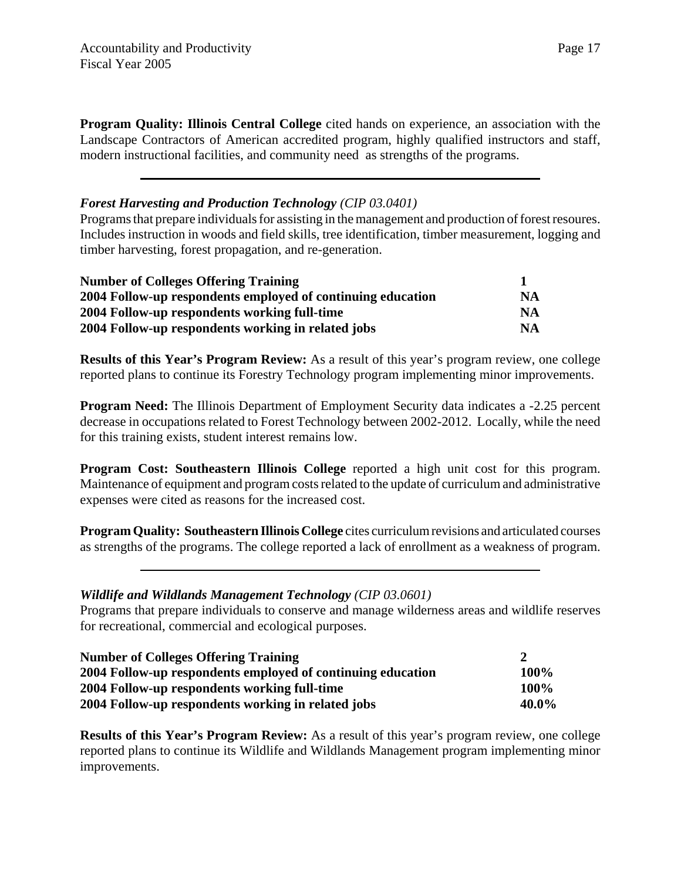**Program Quality: Illinois Central College** cited hands on experience, an association with the Landscape Contractors of American accredited program, highly qualified instructors and staff, modern instructional facilities, and community need as strengths of the programs.

---

***Forest Harvesting and Production Technology** (CIP 03.0401)*

Programs that prepare individuals for assisting in the management and production of forest resoures. Includes instruction in woods and field skills, tree identification, timber measurement, logging and timber harvesting, forest propagation, and re-generation.

| | |
|---|---|
| **Number of Colleges Offering Training** | **1** |
| **2004 Follow-up respondents employed of continuing education** | **NA** |
| **2004 Follow-up respondents working full-time** | **NA** |
| **2004 Follow-up respondents working in related jobs** | **NA** |

**Results of this Year's Program Review:** As a result of this year's program review, one college reported plans to continue its Forestry Technology program implementing minor improvements.

**Program Need:** The Illinois Department of Employment Security data indicates a -2.25 percent decrease in occupations related to Forest Technology between 2002-2012. Locally, while the need for this training exists, student interest remains low.

**Program Cost: Southeastern Illinois College** reported a high unit cost for this program. Maintenance of equipment and program costs related to the update of curriculum and administrative expenses were cited as reasons for the increased cost.

**Program Quality: Southeastern Illinois College** cites curriculum revisions and articulated courses as strengths of the programs. The college reported a lack of enrollment as a weakness of program.

---

***Wildlife and Wildlands Management Technology** (CIP 03.0601)*

Programs that prepare individuals to conserve and manage wilderness areas and wildlife reserves for recreational, commercial and ecological purposes.

| | |
|---|---|
| **Number of Colleges Offering Training** | **2** |
| **2004 Follow-up respondents employed of continuing education** | **100%** |
| **2004 Follow-up respondents working full-time** | **100%** |
| **2004 Follow-up respondents working in related jobs** | **40.0%** |

**Results of this Year's Program Review:** As a result of this year's program review, one college reported plans to continue its Wildlife and Wildlands Management program implementing minor improvements.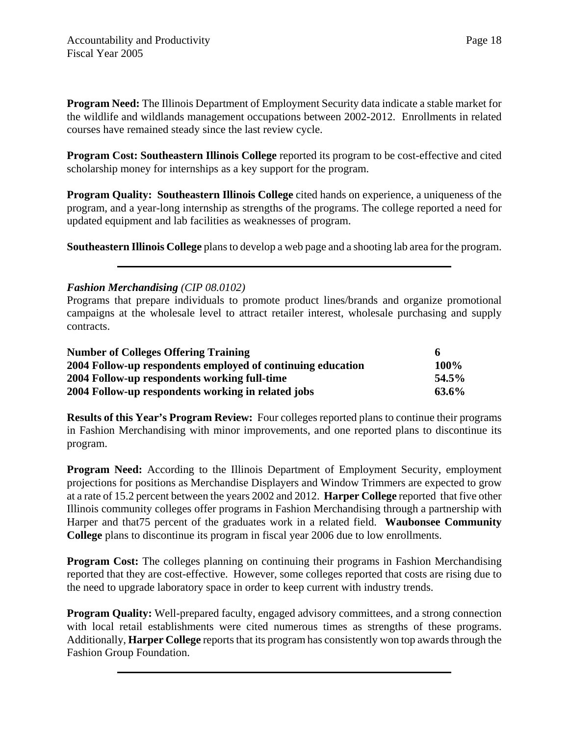**Program Need:** The Illinois Department of Employment Security data indicate a stable market for the wildlife and wildlands management occupations between 2002-2012. Enrollments in related courses have remained steady since the last review cycle.

**Program Cost: Southeastern Illinois College** reported its program to be cost-effective and cited scholarship money for internships as a key support for the program.

**Program Quality: Southeastern Illinois College** cited hands on experience, a uniqueness of the program, and a year-long internship as strengths of the programs. The college reported a need for updated equipment and lab facilities as weaknesses of program.

**Southeastern Illinois College** plans to develop a web page and a shooting lab area for the program.

---

***Fashion Merchandising*** *(CIP 08.0102)*

Programs that prepare individuals to promote product lines/brands and organize promotional campaigns at the wholesale level to attract retailer interest, wholesale purchasing and supply contracts.

| | |
|---|---|
| **Number of Colleges Offering Training** | **6** |
| **2004 Follow-up respondents employed of continuing education** | **100%** |
| **2004 Follow-up respondents working full-time** | **54.5%** |
| **2004 Follow-up respondents working in related jobs** | **63.6%** |

**Results of this Year's Program Review:** Four colleges reported plans to continue their programs in Fashion Merchandising with minor improvements, and one reported plans to discontinue its program.

**Program Need:** According to the Illinois Department of Employment Security, employment projections for positions as Merchandise Displayers and Window Trimmers are expected to grow at a rate of 15.2 percent between the years 2002 and 2012. **Harper College** reported that five other Illinois community colleges offer programs in Fashion Merchandising through a partnership with Harper and that75 percent of the graduates work in a related field. **Waubonsee Community College** plans to discontinue its program in fiscal year 2006 due to low enrollments.

**Program Cost:** The colleges planning on continuing their programs in Fashion Merchandising reported that they are cost-effective. However, some colleges reported that costs are rising due to the need to upgrade laboratory space in order to keep current with industry trends.

**Program Quality:** Well-prepared faculty, engaged advisory committees, and a strong connection with local retail establishments were cited numerous times as strengths of these programs. Additionally, **Harper College** reports that its program has consistently won top awards through the Fashion Group Foundation.

---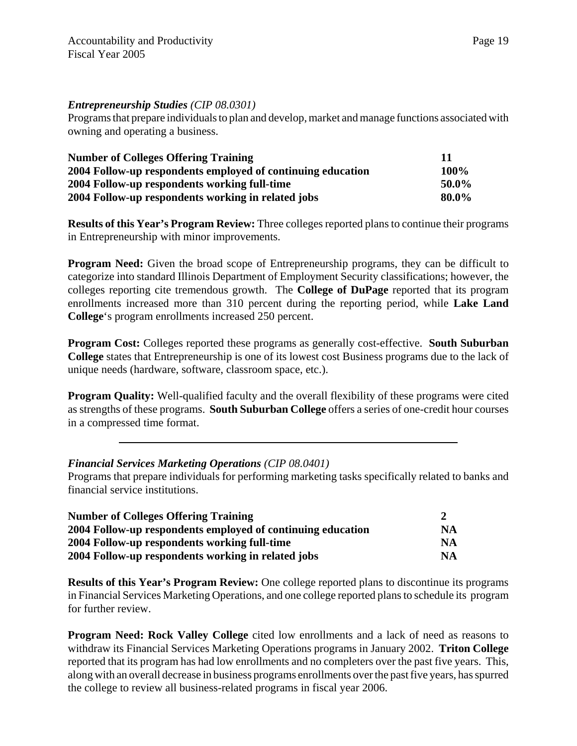***Entrepreneurship Studies*** *(CIP 08.0301)*
Programs that prepare individuals to plan and develop, market and manage functions associated with owning and operating a business.

| | |
|---|---|
| **Number of Colleges Offering Training** | **11** |
| **2004 Follow-up respondents employed of continuing education** | **100%** |
| **2004 Follow-up respondents working full-time** | **50.0%** |
| **2004 Follow-up respondents working in related jobs** | **80.0%** |

**Results of this Year's Program Review:** Three colleges reported plans to continue their programs in Entrepreneurship with minor improvements.

**Program Need:** Given the broad scope of Entrepreneurship programs, they can be difficult to categorize into standard Illinois Department of Employment Security classifications; however, the colleges reporting cite tremendous growth. The **College of DuPage** reported that its program enrollments increased more than 310 percent during the reporting period, while **Lake Land College**'s program enrollments increased 250 percent.

**Program Cost:** Colleges reported these programs as generally cost-effective. **South Suburban College** states that Entrepreneurship is one of its lowest cost Business programs due to the lack of unique needs (hardware, software, classroom space, etc.).

**Program Quality:** Well-qualified faculty and the overall flexibility of these programs were cited as strengths of these programs. **South Suburban College** offers a series of one-credit hour courses in a compressed time format.

---

***Financial Services Marketing Operations*** *(CIP 08.0401)*
Programs that prepare individuals for performing marketing tasks specifically related to banks and financial service institutions.

| | |
|---|---|
| **Number of Colleges Offering Training** | **2** |
| **2004 Follow-up respondents employed of continuing education** | **NA** |
| **2004 Follow-up respondents working full-time** | **NA** |
| **2004 Follow-up respondents working in related jobs** | **NA** |

**Results of this Year's Program Review:** One college reported plans to discontinue its programs in Financial Services Marketing Operations, and one college reported plans to schedule its program for further review.

**Program Need: Rock Valley College** cited low enrollments and a lack of need as reasons to withdraw its Financial Services Marketing Operations programs in January 2002. **Triton College** reported that its program has had low enrollments and no completers over the past five years. This, along with an overall decrease in business programs enrollments over the past five years, has spurred the college to review all business-related programs in fiscal year 2006.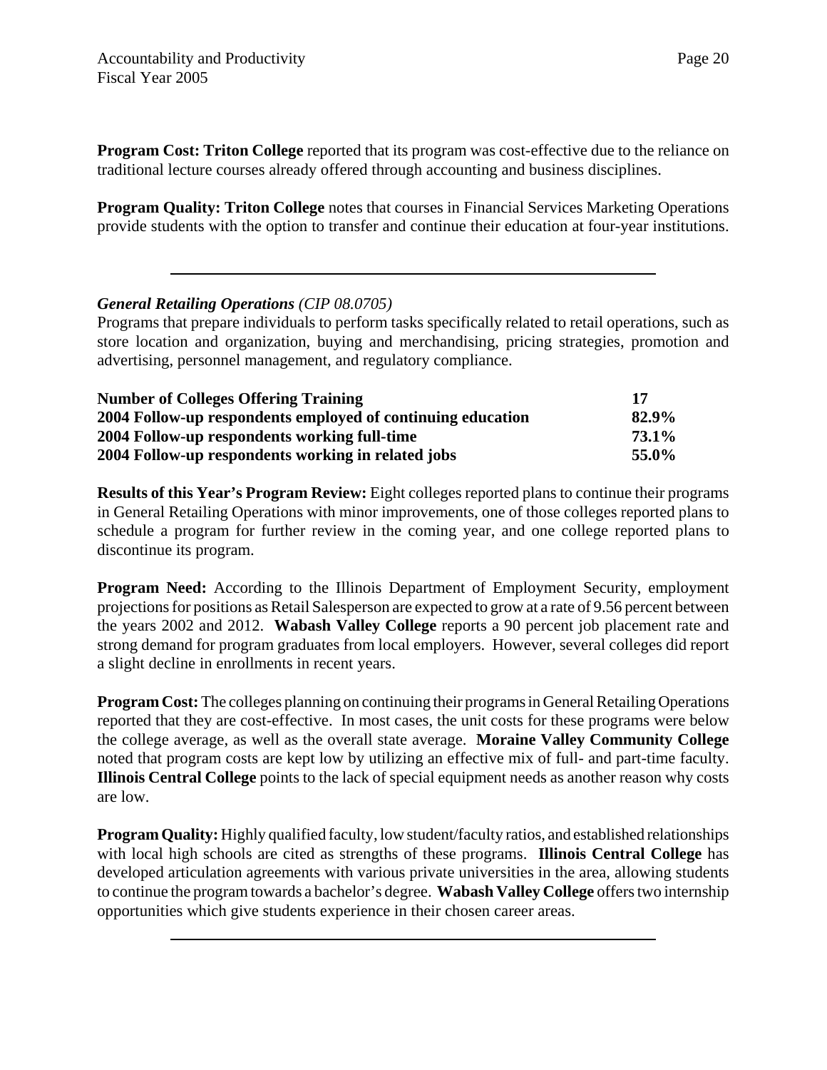**Program Cost: Triton College** reported that its program was cost-effective due to the reliance on traditional lecture courses already offered through accounting and business disciplines.

**Program Quality: Triton College** notes that courses in Financial Services Marketing Operations provide students with the option to transfer and continue their education at four-year institutions.

---

***General Retailing Operations** (CIP 08.0705)*

Programs that prepare individuals to perform tasks specifically related to retail operations, such as store location and organization, buying and merchandising, pricing strategies, promotion and advertising, personnel management, and regulatory compliance.

| | |
|---|---|
| **Number of Colleges Offering Training** | **17** |
| **2004 Follow-up respondents employed of continuing education** | **82.9%** |
| **2004 Follow-up respondents working full-time** | **73.1%** |
| **2004 Follow-up respondents working in related jobs** | **55.0%** |

**Results of this Year's Program Review:** Eight colleges reported plans to continue their programs in General Retailing Operations with minor improvements, one of those colleges reported plans to schedule a program for further review in the coming year, and one college reported plans to discontinue its program.

**Program Need:** According to the Illinois Department of Employment Security, employment projections for positions as Retail Salesperson are expected to grow at a rate of 9.56 percent between the years 2002 and 2012. **Wabash Valley College** reports a 90 percent job placement rate and strong demand for program graduates from local employers. However, several colleges did report a slight decline in enrollments in recent years.

**Program Cost:** The colleges planning on continuing their programs in General Retailing Operations reported that they are cost-effective. In most cases, the unit costs for these programs were below the college average, as well as the overall state average. **Moraine Valley Community College** noted that program costs are kept low by utilizing an effective mix of full- and part-time faculty. **Illinois Central College** points to the lack of special equipment needs as another reason why costs are low.

**Program Quality:** Highly qualified faculty, low student/faculty ratios, and established relationships with local high schools are cited as strengths of these programs. **Illinois Central College** has developed articulation agreements with various private universities in the area, allowing students to continue the program towards a bachelor's degree. **Wabash Valley College** offers two internship opportunities which give students experience in their chosen career areas.

---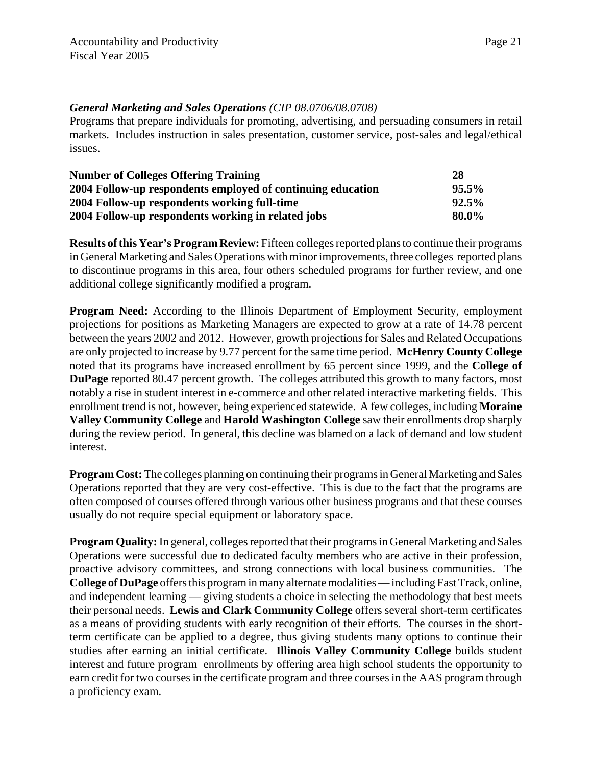### *General Marketing and Sales Operations* *(CIP 08.0706/08.0708)*

Programs that prepare individuals for promoting, advertising, and persuading consumers in retail markets. Includes instruction in sales presentation, customer service, post-sales and legal/ethical issues.

| | |
|---|---|
| **Number of Colleges Offering Training** | **28** |
| **2004 Follow-up respondents employed of continuing education** | **95.5%** |
| **2004 Follow-up respondents working full-time** | **92.5%** |
| **2004 Follow-up respondents working in related jobs** | **80.0%** |

**Results of this Year's Program Review:** Fifteen colleges reported plans to continue their programs in General Marketing and Sales Operations with minor improvements, three colleges reported plans to discontinue programs in this area, four others scheduled programs for further review, and one additional college significantly modified a program.

**Program Need:** According to the Illinois Department of Employment Security, employment projections for positions as Marketing Managers are expected to grow at a rate of 14.78 percent between the years 2002 and 2012. However, growth projections for Sales and Related Occupations are only projected to increase by 9.77 percent for the same time period. **McHenry County College** noted that its programs have increased enrollment by 65 percent since 1999, and the **College of DuPage** reported 80.47 percent growth. The colleges attributed this growth to many factors, most notably a rise in student interest in e-commerce and other related interactive marketing fields. This enrollment trend is not, however, being experienced statewide. A few colleges, including **Moraine Valley Community College** and **Harold Washington College** saw their enrollments drop sharply during the review period. In general, this decline was blamed on a lack of demand and low student interest.

**Program Cost:** The colleges planning on continuing their programs in General Marketing and Sales Operations reported that they are very cost-effective. This is due to the fact that the programs are often composed of courses offered through various other business programs and that these courses usually do not require special equipment or laboratory space.

**Program Quality:** In general, colleges reported that their programs in General Marketing and Sales Operations were successful due to dedicated faculty members who are active in their profession, proactive advisory committees, and strong connections with local business communities. The **College of DuPage** offers this program in many alternate modalities — including Fast Track, online, and independent learning — giving students a choice in selecting the methodology that best meets their personal needs. **Lewis and Clark Community College** offers several short-term certificates as a means of providing students with early recognition of their efforts. The courses in the short-term certificate can be applied to a degree, thus giving students many options to continue their studies after earning an initial certificate. **Illinois Valley Community College** builds student interest and future program enrollments by offering area high school students the opportunity to earn credit for two courses in the certificate program and three courses in the AAS program through a proficiency exam.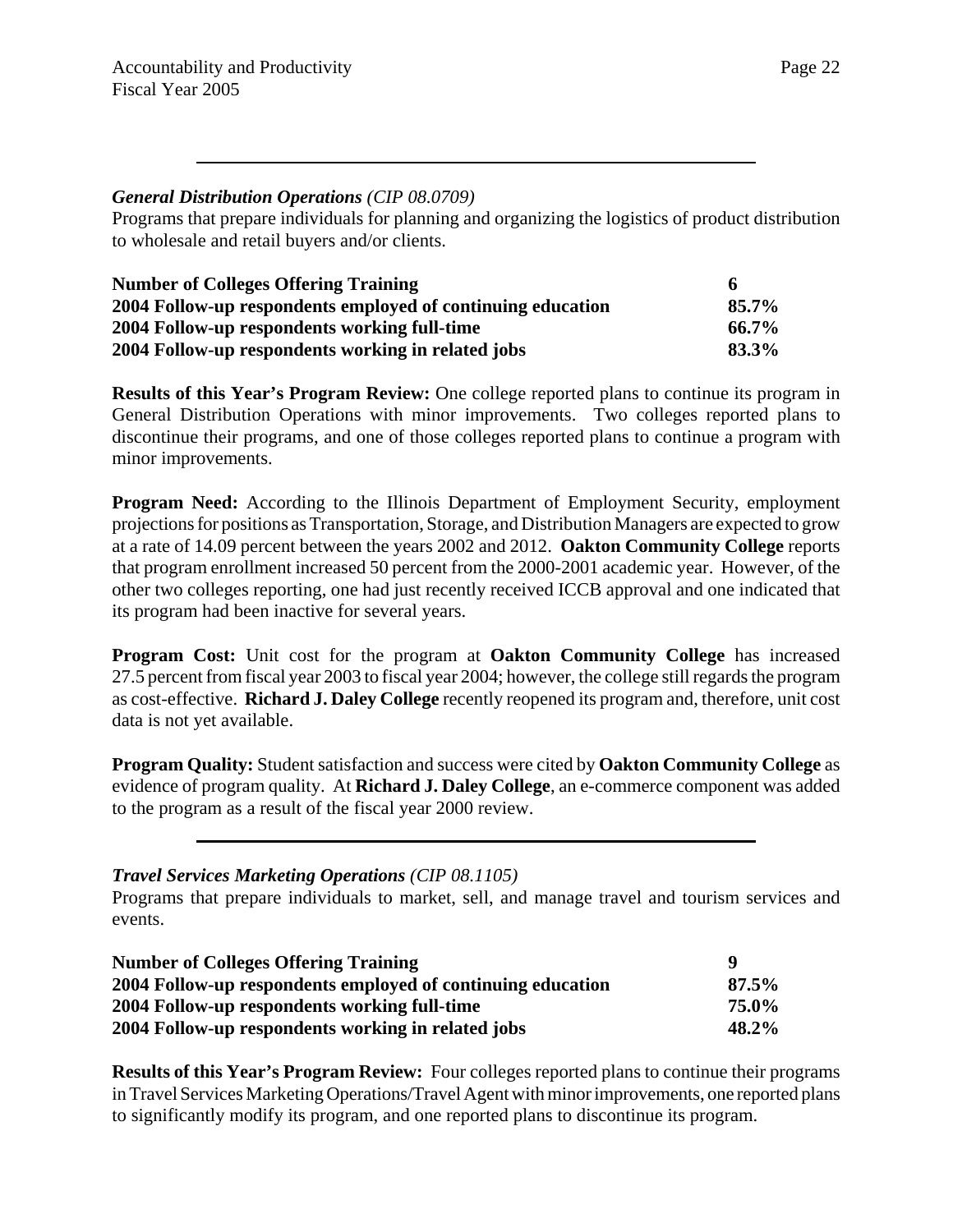***General Distribution Operations*** *(CIP 08.0709)*
Programs that prepare individuals for planning and organizing the logistics of product distribution to wholesale and retail buyers and/or clients.

| | |
|---|---|
| **Number of Colleges Offering Training** | **6** |
| **2004 Follow-up respondents employed of continuing education** | **85.7%** |
| **2004 Follow-up respondents working full-time** | **66.7%** |
| **2004 Follow-up respondents working in related jobs** | **83.3%** |

**Results of this Year's Program Review:** One college reported plans to continue its program in General Distribution Operations with minor improvements. Two colleges reported plans to discontinue their programs, and one of those colleges reported plans to continue a program with minor improvements.

**Program Need:** According to the Illinois Department of Employment Security, employment projections for positions as Transportation, Storage, and Distribution Managers are expected to grow at a rate of 14.09 percent between the years 2002 and 2012. **Oakton Community College** reports that program enrollment increased 50 percent from the 2000-2001 academic year. However, of the other two colleges reporting, one had just recently received ICCB approval and one indicated that its program had been inactive for several years.

**Program Cost:** Unit cost for the program at **Oakton Community College** has increased 27.5 percent from fiscal year 2003 to fiscal year 2004; however, the college still regards the program as cost-effective. **Richard J. Daley College** recently reopened its program and, therefore, unit cost data is not yet available.

**Program Quality:** Student satisfaction and success were cited by **Oakton Community College** as evidence of program quality. At **Richard J. Daley College**, an e-commerce component was added to the program as a result of the fiscal year 2000 review.

***Travel Services Marketing Operations*** *(CIP 08.1105)*
Programs that prepare individuals to market, sell, and manage travel and tourism services and events.

| | |
|---|---|
| **Number of Colleges Offering Training** | **9** |
| **2004 Follow-up respondents employed of continuing education** | **87.5%** |
| **2004 Follow-up respondents working full-time** | **75.0%** |
| **2004 Follow-up respondents working in related jobs** | **48.2%** |

**Results of this Year's Program Review:** Four colleges reported plans to continue their programs in Travel Services Marketing Operations/Travel Agent with minor improvements, one reported plans to significantly modify its program, and one reported plans to discontinue its program.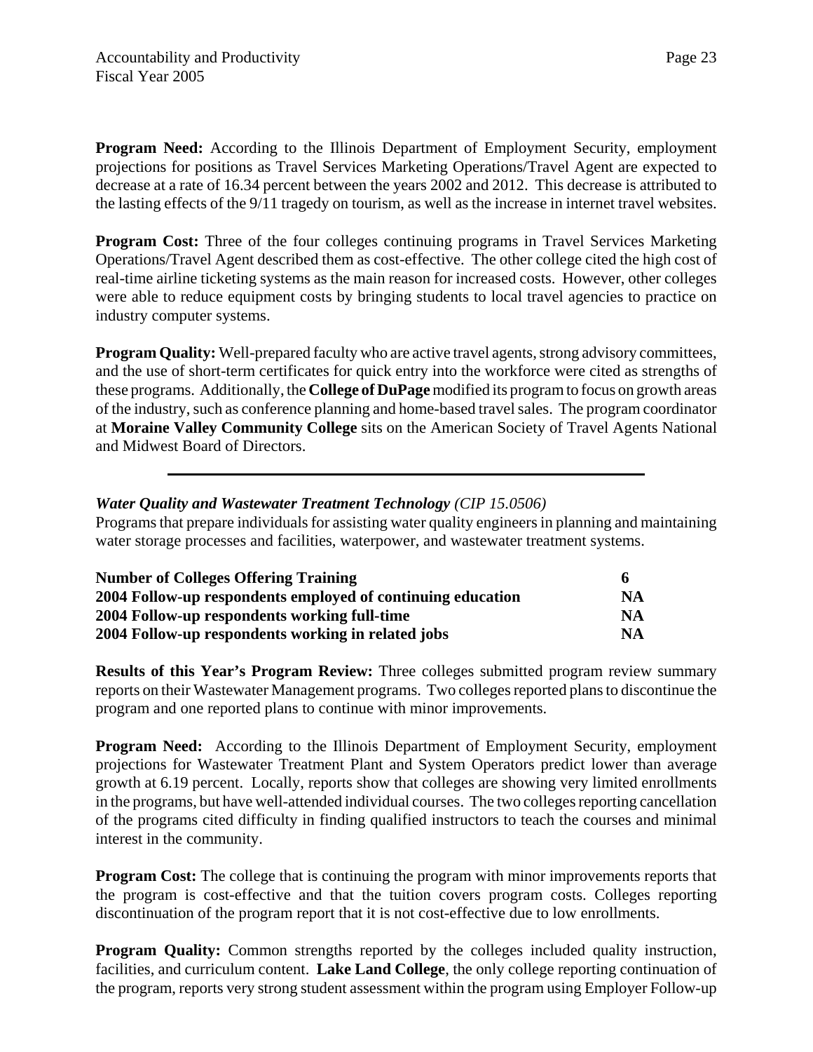**Program Need:** According to the Illinois Department of Employment Security, employment projections for positions as Travel Services Marketing Operations/Travel Agent are expected to decrease at a rate of 16.34 percent between the years 2002 and 2012. This decrease is attributed to the lasting effects of the 9/11 tragedy on tourism, as well as the increase in internet travel websites.

**Program Cost:** Three of the four colleges continuing programs in Travel Services Marketing Operations/Travel Agent described them as cost-effective. The other college cited the high cost of real-time airline ticketing systems as the main reason for increased costs. However, other colleges were able to reduce equipment costs by bringing students to local travel agencies to practice on industry computer systems.

**Program Quality:** Well-prepared faculty who are active travel agents, strong advisory committees, and the use of short-term certificates for quick entry into the workforce were cited as strengths of these programs. Additionally, the **College of DuPage** modified its program to focus on growth areas of the industry, such as conference planning and home-based travel sales. The program coordinator at **Moraine Valley Community College** sits on the American Society of Travel Agents National and Midwest Board of Directors.

---

***Water Quality and Wastewater Treatment Technology*** *(CIP 15.0506)*
Programs that prepare individuals for assisting water quality engineers in planning and maintaining water storage processes and facilities, waterpower, and wastewater treatment systems.

| | |
|---|---|
| **Number of Colleges Offering Training** | **6** |
| **2004 Follow-up respondents employed of continuing education** | **NA** |
| **2004 Follow-up respondents working full-time** | **NA** |
| **2004 Follow-up respondents working in related jobs** | **NA** |

**Results of this Year's Program Review:** Three colleges submitted program review summary reports on their Wastewater Management programs. Two colleges reported plans to discontinue the program and one reported plans to continue with minor improvements.

**Program Need:** According to the Illinois Department of Employment Security, employment projections for Wastewater Treatment Plant and System Operators predict lower than average growth at 6.19 percent. Locally, reports show that colleges are showing very limited enrollments in the programs, but have well-attended individual courses. The two colleges reporting cancellation of the programs cited difficulty in finding qualified instructors to teach the courses and minimal interest in the community.

**Program Cost:** The college that is continuing the program with minor improvements reports that the program is cost-effective and that the tuition covers program costs. Colleges reporting discontinuation of the program report that it is not cost-effective due to low enrollments.

**Program Quality:** Common strengths reported by the colleges included quality instruction, facilities, and curriculum content. **Lake Land College**, the only college reporting continuation of the program, reports very strong student assessment within the program using Employer Follow-up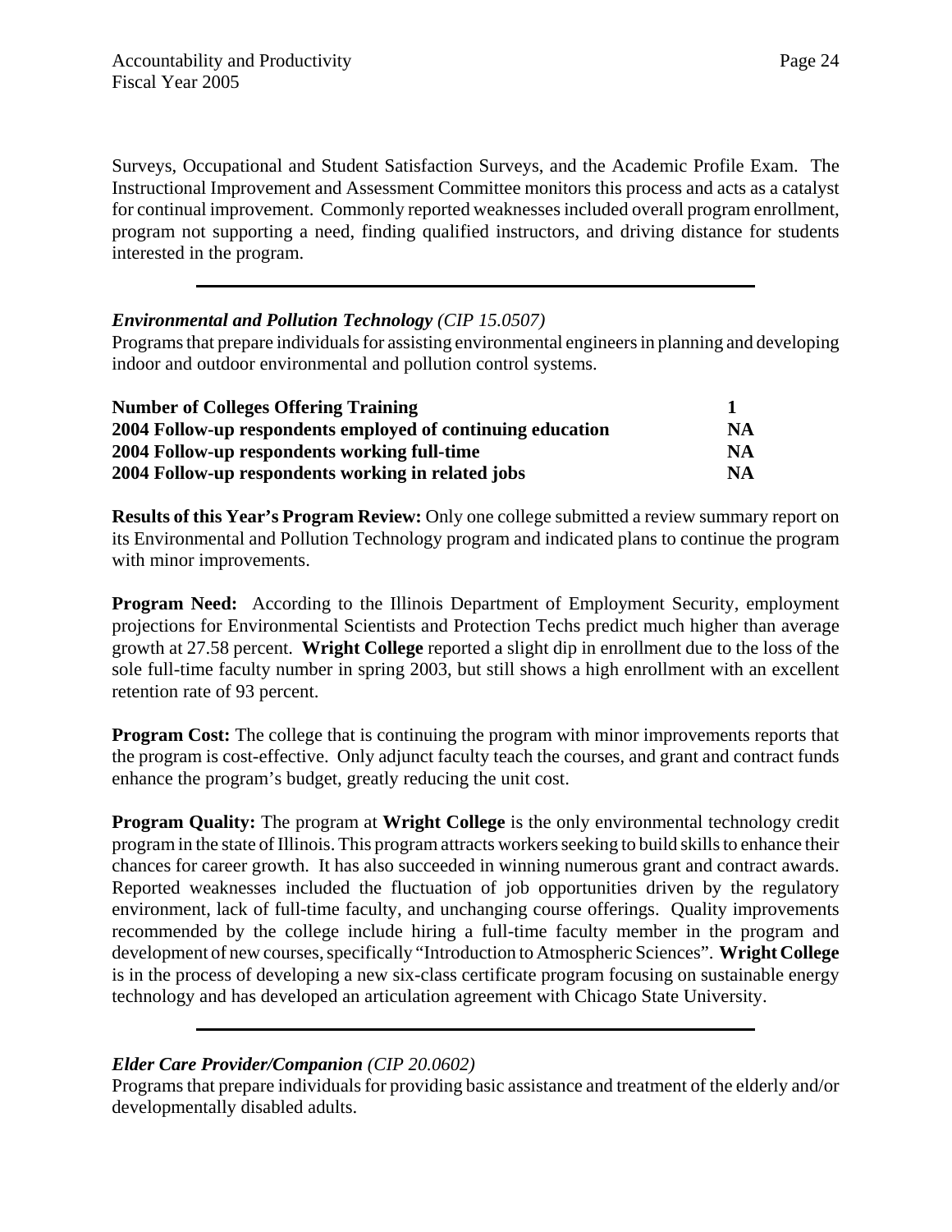Surveys, Occupational and Student Satisfaction Surveys, and the Academic Profile Exam. The Instructional Improvement and Assessment Committee monitors this process and acts as a catalyst for continual improvement. Commonly reported weaknesses included overall program enrollment, program not supporting a need, finding qualified instructors, and driving distance for students interested in the program.

---

***Environmental and Pollution Technology*** *(CIP 15.0507)*

Programs that prepare individuals for assisting environmental engineers in planning and developing indoor and outdoor environmental and pollution control systems.

| | |
|---|---|
| **Number of Colleges Offering Training** | **1** |
| **2004 Follow-up respondents employed of continuing education** | **NA** |
| **2004 Follow-up respondents working full-time** | **NA** |
| **2004 Follow-up respondents working in related jobs** | **NA** |

**Results of this Year's Program Review:** Only one college submitted a review summary report on its Environmental and Pollution Technology program and indicated plans to continue the program with minor improvements.

**Program Need:** According to the Illinois Department of Employment Security, employment projections for Environmental Scientists and Protection Techs predict much higher than average growth at 27.58 percent. **Wright College** reported a slight dip in enrollment due to the loss of the sole full-time faculty number in spring 2003, but still shows a high enrollment with an excellent retention rate of 93 percent.

**Program Cost:** The college that is continuing the program with minor improvements reports that the program is cost-effective. Only adjunct faculty teach the courses, and grant and contract funds enhance the program's budget, greatly reducing the unit cost.

**Program Quality:** The program at **Wright College** is the only environmental technology credit program in the state of Illinois. This program attracts workers seeking to build skills to enhance their chances for career growth. It has also succeeded in winning numerous grant and contract awards. Reported weaknesses included the fluctuation of job opportunities driven by the regulatory environment, lack of full-time faculty, and unchanging course offerings. Quality improvements recommended by the college include hiring a full-time faculty member in the program and development of new courses, specifically "Introduction to Atmospheric Sciences". **Wright College** is in the process of developing a new six-class certificate program focusing on sustainable energy technology and has developed an articulation agreement with Chicago State University.

---

***Elder Care Provider/Companion*** *(CIP 20.0602)*

Programs that prepare individuals for providing basic assistance and treatment of the elderly and/or developmentally disabled adults.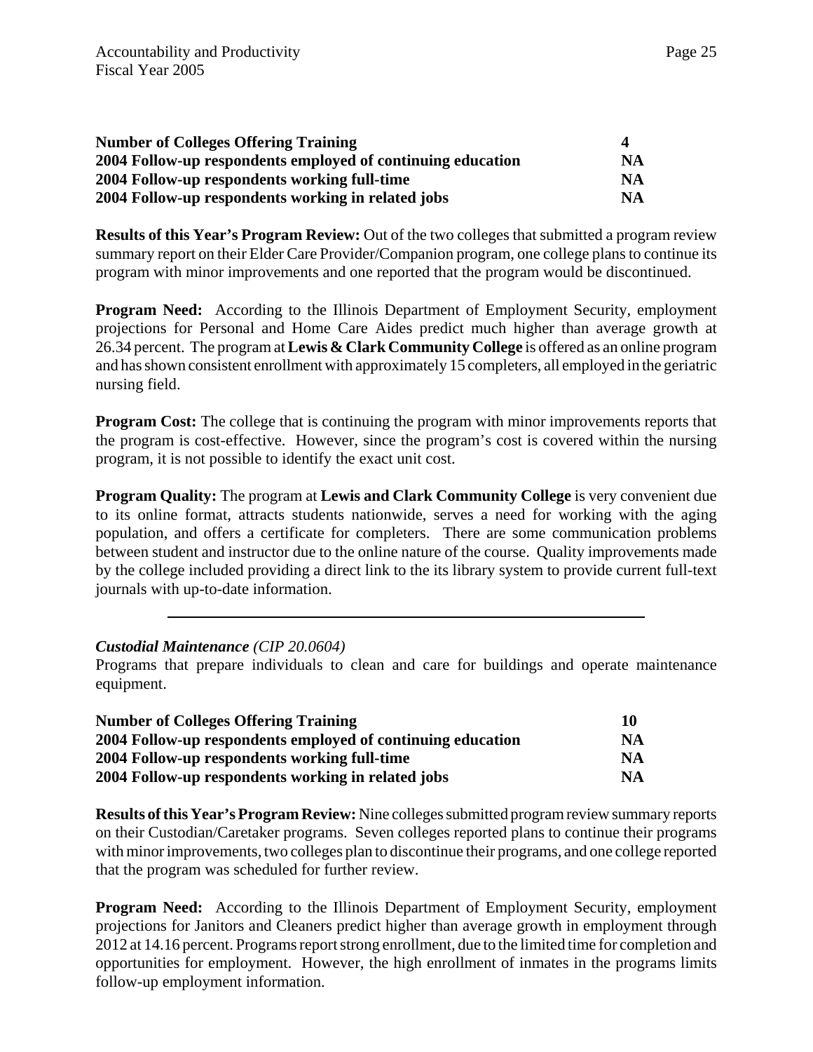| | |
|---|---|
| **Number of Colleges Offering Training** | **4** |
| **2004 Follow-up respondents employed of continuing education** | **NA** |
| **2004 Follow-up respondents working full-time** | **NA** |
| **2004 Follow-up respondents working in related jobs** | **NA** |

**Results of this Year's Program Review:** Out of the two colleges that submitted a program review summary report on their Elder Care Provider/Companion program, one college plans to continue its program with minor improvements and one reported that the program would be discontinued.

**Program Need:** According to the Illinois Department of Employment Security, employment projections for Personal and Home Care Aides predict much higher than average growth at 26.34 percent. The program at **Lewis & Clark Community College** is offered as an online program and has shown consistent enrollment with approximately 15 completers, all employed in the geriatric nursing field.

**Program Cost:** The college that is continuing the program with minor improvements reports that the program is cost-effective. However, since the program's cost is covered within the nursing program, it is not possible to identify the exact unit cost.

**Program Quality:** The program at **Lewis and Clark Community College** is very convenient due to its online format, attracts students nationwide, serves a need for working with the aging population, and offers a certificate for completers. There are some communication problems between student and instructor due to the online nature of the course. Quality improvements made by the college included providing a direct link to the its library system to provide current full-text journals with up-to-date information.

---

***Custodial Maintenance*** *(CIP 20.0604)*

Programs that prepare individuals to clean and care for buildings and operate maintenance equipment.

| | |
|---|---|
| **Number of Colleges Offering Training** | **10** |
| **2004 Follow-up respondents employed of continuing education** | **NA** |
| **2004 Follow-up respondents working full-time** | **NA** |
| **2004 Follow-up respondents working in related jobs** | **NA** |

**Results of this Year's Program Review:** Nine colleges submitted program review summary reports on their Custodian/Caretaker programs. Seven colleges reported plans to continue their programs with minor improvements, two colleges plan to discontinue their programs, and one college reported that the program was scheduled for further review.

**Program Need:** According to the Illinois Department of Employment Security, employment projections for Janitors and Cleaners predict higher than average growth in employment through 2012 at 14.16 percent. Programs report strong enrollment, due to the limited time for completion and opportunities for employment. However, the high enrollment of inmates in the programs limits follow-up employment information.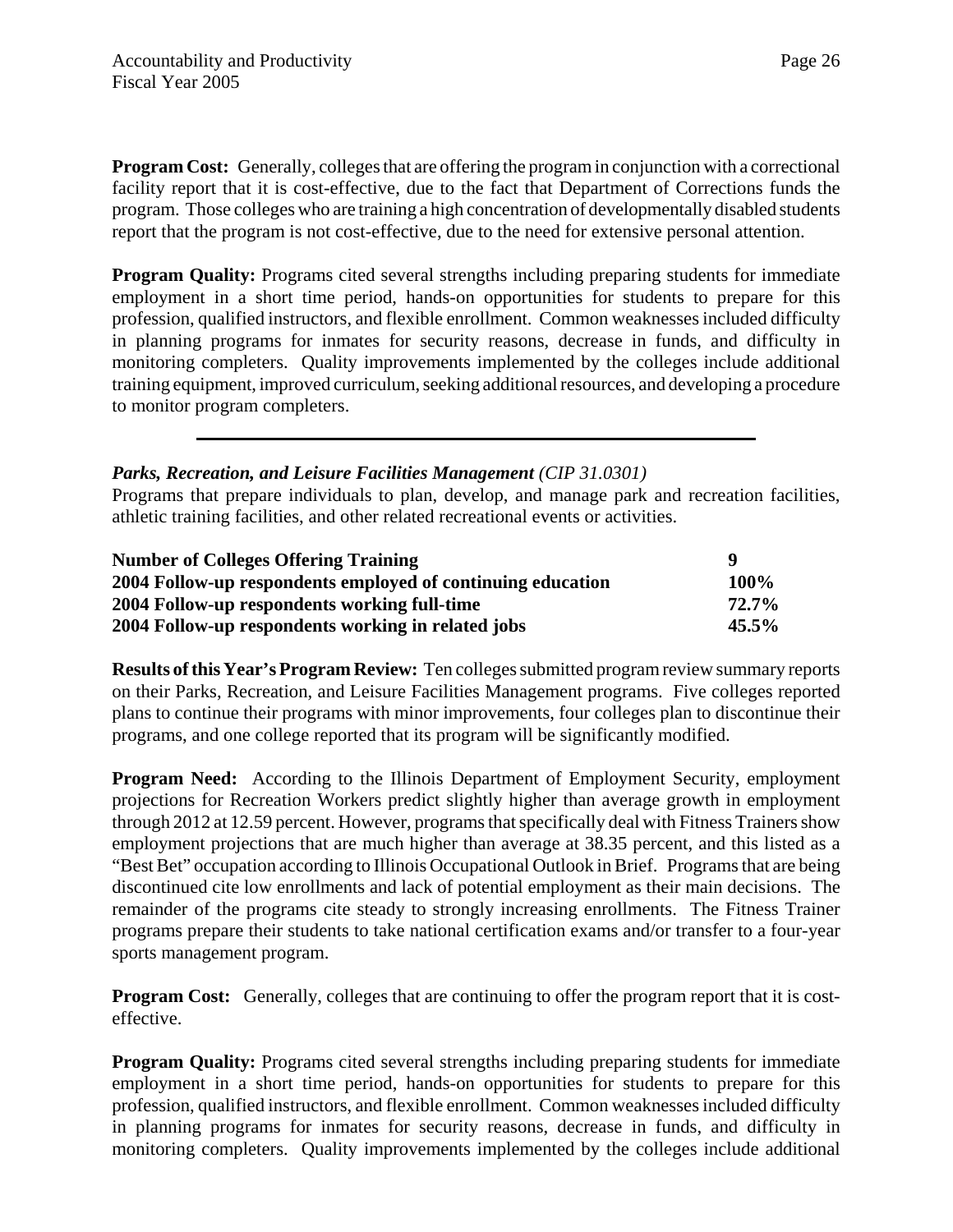**Program Cost:** Generally, colleges that are offering the program in conjunction with a correctional facility report that it is cost-effective, due to the fact that Department of Corrections funds the program. Those colleges who are training a high concentration of developmentally disabled students report that the program is not cost-effective, due to the need for extensive personal attention.

**Program Quality:** Programs cited several strengths including preparing students for immediate employment in a short time period, hands-on opportunities for students to prepare for this profession, qualified instructors, and flexible enrollment. Common weaknesses included difficulty in planning programs for inmates for security reasons, decrease in funds, and difficulty in monitoring completers. Quality improvements implemented by the colleges include additional training equipment, improved curriculum, seeking additional resources, and developing a procedure to monitor program completers.

---

***Parks, Recreation, and Leisure Facilities Management*** *(CIP 31.0301)*

Programs that prepare individuals to plan, develop, and manage park and recreation facilities, athletic training facilities, and other related recreational events or activities.

| | |
|---|---|
| **Number of Colleges Offering Training** | **9** |
| **2004 Follow-up respondents employed of continuing education** | **100%** |
| **2004 Follow-up respondents working full-time** | **72.7%** |
| **2004 Follow-up respondents working in related jobs** | **45.5%** |

**Results of this Year's Program Review:** Ten colleges submitted program review summary reports on their Parks, Recreation, and Leisure Facilities Management programs. Five colleges reported plans to continue their programs with minor improvements, four colleges plan to discontinue their programs, and one college reported that its program will be significantly modified.

**Program Need:** According to the Illinois Department of Employment Security, employment projections for Recreation Workers predict slightly higher than average growth in employment through 2012 at 12.59 percent. However, programs that specifically deal with Fitness Trainers show employment projections that are much higher than average at 38.35 percent, and this listed as a "Best Bet" occupation according to Illinois Occupational Outlook in Brief. Programs that are being discontinued cite low enrollments and lack of potential employment as their main decisions. The remainder of the programs cite steady to strongly increasing enrollments. The Fitness Trainer programs prepare their students to take national certification exams and/or transfer to a four-year sports management program.

**Program Cost:** Generally, colleges that are continuing to offer the program report that it is cost-effective.

**Program Quality:** Programs cited several strengths including preparing students for immediate employment in a short time period, hands-on opportunities for students to prepare for this profession, qualified instructors, and flexible enrollment. Common weaknesses included difficulty in planning programs for inmates for security reasons, decrease in funds, and difficulty in monitoring completers. Quality improvements implemented by the colleges include additional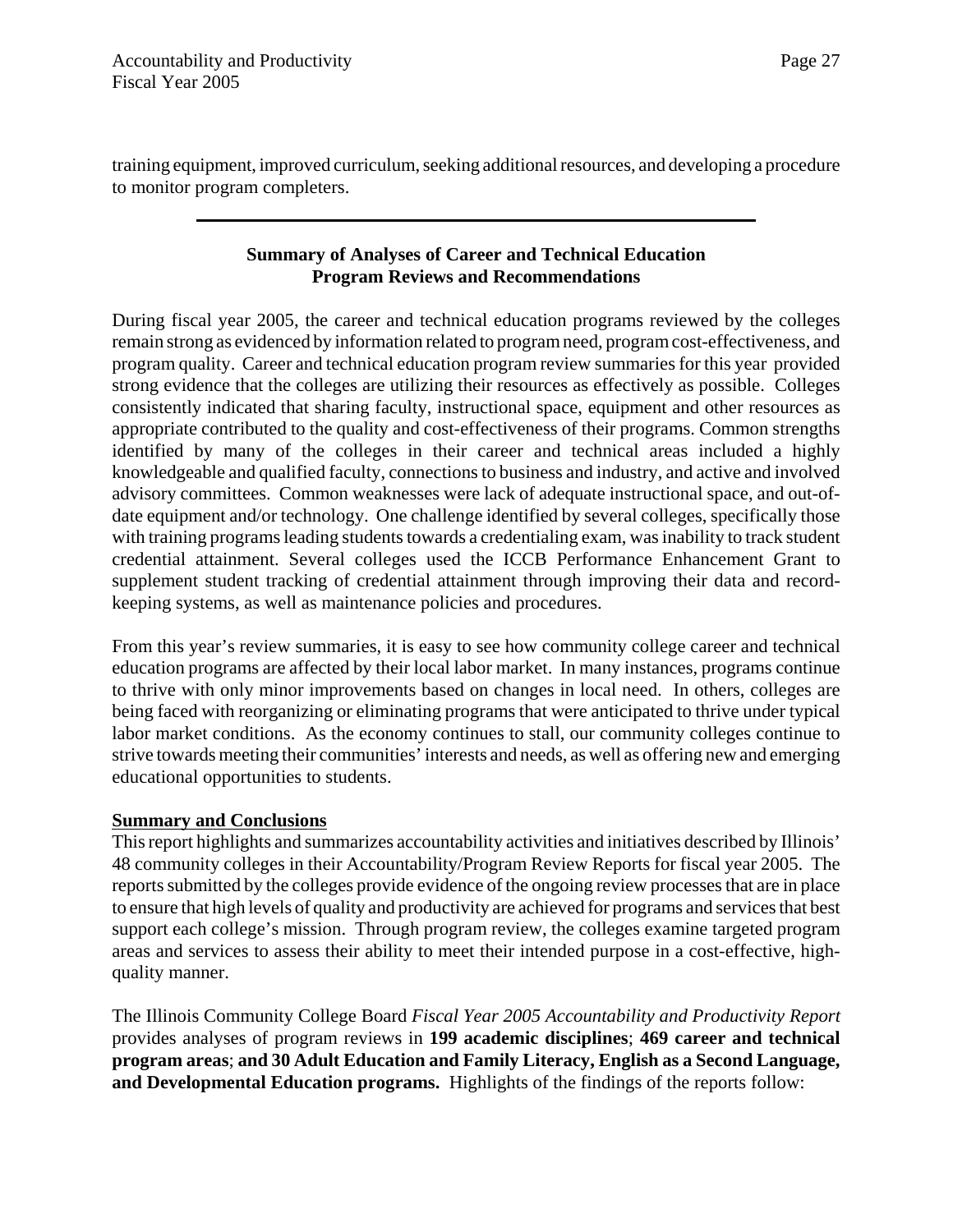training equipment, improved curriculum, seeking additional resources, and developing a procedure to monitor program completers.

---

## Summary of Analyses of Career and Technical Education Program Reviews and Recommendations

During fiscal year 2005, the career and technical education programs reviewed by the colleges remain strong as evidenced by information related to program need, program cost-effectiveness, and program quality. Career and technical education program review summaries for this year provided strong evidence that the colleges are utilizing their resources as effectively as possible. Colleges consistently indicated that sharing faculty, instructional space, equipment and other resources as appropriate contributed to the quality and cost-effectiveness of their programs. Common strengths identified by many of the colleges in their career and technical areas included a highly knowledgeable and qualified faculty, connections to business and industry, and active and involved advisory committees. Common weaknesses were lack of adequate instructional space, and out-of-date equipment and/or technology. One challenge identified by several colleges, specifically those with training programs leading students towards a credentialing exam, was inability to track student credential attainment. Several colleges used the ICCB Performance Enhancement Grant to supplement student tracking of credential attainment through improving their data and record-keeping systems, as well as maintenance policies and procedures.

From this year's review summaries, it is easy to see how community college career and technical education programs are affected by their local labor market. In many instances, programs continue to thrive with only minor improvements based on changes in local need. In others, colleges are being faced with reorganizing or eliminating programs that were anticipated to thrive under typical labor market conditions. As the economy continues to stall, our community colleges continue to strive towards meeting their communities' interests and needs, as well as offering new and emerging educational opportunities to students.

**Summary and Conclusions**

This report highlights and summarizes accountability activities and initiatives described by Illinois' 48 community colleges in their Accountability/Program Review Reports for fiscal year 2005. The reports submitted by the colleges provide evidence of the ongoing review processes that are in place to ensure that high levels of quality and productivity are achieved for programs and services that best support each college's mission. Through program review, the colleges examine targeted program areas and services to assess their ability to meet their intended purpose in a cost-effective, high-quality manner.

The Illinois Community College Board *Fiscal Year 2005 Accountability and Productivity Report* provides analyses of program reviews in **199 academic disciplines**; **469 career and technical program areas**; **and 30 Adult Education and Family Literacy, English as a Second Language, and Developmental Education programs.** Highlights of the findings of the reports follow: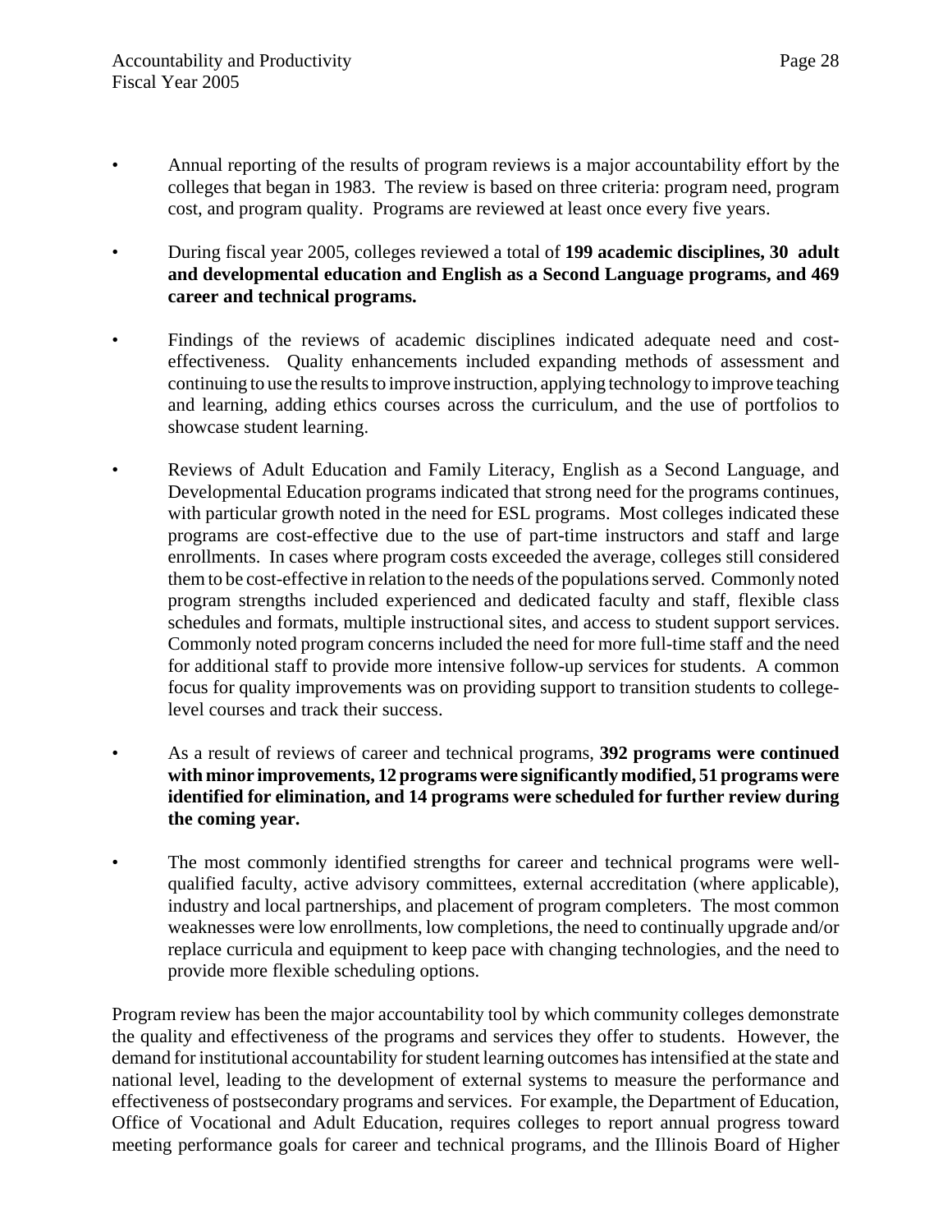- Annual reporting of the results of program reviews is a major accountability effort by the colleges that began in 1983. The review is based on three criteria: program need, program cost, and program quality. Programs are reviewed at least once every five years.

- During fiscal year 2005, colleges reviewed a total of **199 academic disciplines, 30 adult and developmental education and English as a Second Language programs, and 469 career and technical programs.**

- Findings of the reviews of academic disciplines indicated adequate need and cost-effectiveness. Quality enhancements included expanding methods of assessment and continuing to use the results to improve instruction, applying technology to improve teaching and learning, adding ethics courses across the curriculum, and the use of portfolios to showcase student learning.

- Reviews of Adult Education and Family Literacy, English as a Second Language, and Developmental Education programs indicated that strong need for the programs continues, with particular growth noted in the need for ESL programs. Most colleges indicated these programs are cost-effective due to the use of part-time instructors and staff and large enrollments. In cases where program costs exceeded the average, colleges still considered them to be cost-effective in relation to the needs of the populations served. Commonly noted program strengths included experienced and dedicated faculty and staff, flexible class schedules and formats, multiple instructional sites, and access to student support services. Commonly noted program concerns included the need for more full-time staff and the need for additional staff to provide more intensive follow-up services for students. A common focus for quality improvements was on providing support to transition students to college-level courses and track their success.

- As a result of reviews of career and technical programs, **392 programs were continued with minor improvements, 12 programs were significantly modified, 51 programs were identified for elimination, and 14 programs were scheduled for further review during the coming year.**

- The most commonly identified strengths for career and technical programs were well-qualified faculty, active advisory committees, external accreditation (where applicable), industry and local partnerships, and placement of program completers. The most common weaknesses were low enrollments, low completions, the need to continually upgrade and/or replace curricula and equipment to keep pace with changing technologies, and the need to provide more flexible scheduling options.

Program review has been the major accountability tool by which community colleges demonstrate the quality and effectiveness of the programs and services they offer to students. However, the demand for institutional accountability for student learning outcomes has intensified at the state and national level, leading to the development of external systems to measure the performance and effectiveness of postsecondary programs and services. For example, the Department of Education, Office of Vocational and Adult Education, requires colleges to report annual progress toward meeting performance goals for career and technical programs, and the Illinois Board of Higher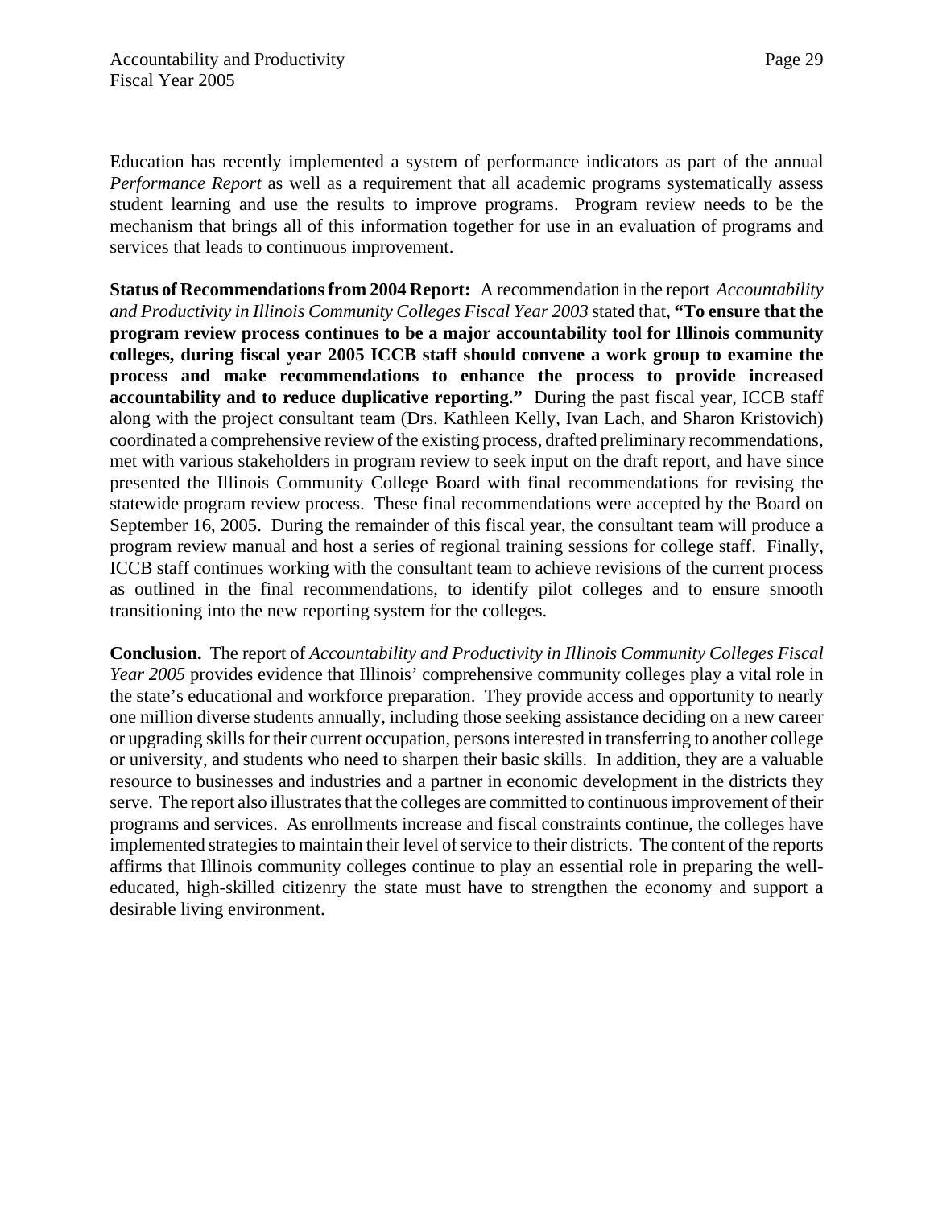Education has recently implemented a system of performance indicators as part of the annual *Performance Report* as well as a requirement that all academic programs systematically assess student learning and use the results to improve programs. Program review needs to be the mechanism that brings all of this information together for use in an evaluation of programs and services that leads to continuous improvement.

**Status of Recommendations from 2004 Report:** A recommendation in the report *Accountability and Productivity in Illinois Community Colleges Fiscal Year 2003* stated that, **"To ensure that the program review process continues to be a major accountability tool for Illinois community colleges, during fiscal year 2005 ICCB staff should convene a work group to examine the process and make recommendations to enhance the process to provide increased accountability and to reduce duplicative reporting."** During the past fiscal year, ICCB staff along with the project consultant team (Drs. Kathleen Kelly, Ivan Lach, and Sharon Kristovich) coordinated a comprehensive review of the existing process, drafted preliminary recommendations, met with various stakeholders in program review to seek input on the draft report, and have since presented the Illinois Community College Board with final recommendations for revising the statewide program review process. These final recommendations were accepted by the Board on September 16, 2005. During the remainder of this fiscal year, the consultant team will produce a program review manual and host a series of regional training sessions for college staff. Finally, ICCB staff continues working with the consultant team to achieve revisions of the current process as outlined in the final recommendations, to identify pilot colleges and to ensure smooth transitioning into the new reporting system for the colleges.

**Conclusion.** The report of *Accountability and Productivity in Illinois Community Colleges Fiscal Year 2005* provides evidence that Illinois' comprehensive community colleges play a vital role in the state's educational and workforce preparation. They provide access and opportunity to nearly one million diverse students annually, including those seeking assistance deciding on a new career or upgrading skills for their current occupation, persons interested in transferring to another college or university, and students who need to sharpen their basic skills. In addition, they are a valuable resource to businesses and industries and a partner in economic development in the districts they serve. The report also illustrates that the colleges are committed to continuous improvement of their programs and services. As enrollments increase and fiscal constraints continue, the colleges have implemented strategies to maintain their level of service to their districts. The content of the reports affirms that Illinois community colleges continue to play an essential role in preparing the well-educated, high-skilled citizenry the state must have to strengthen the economy and support a desirable living environment.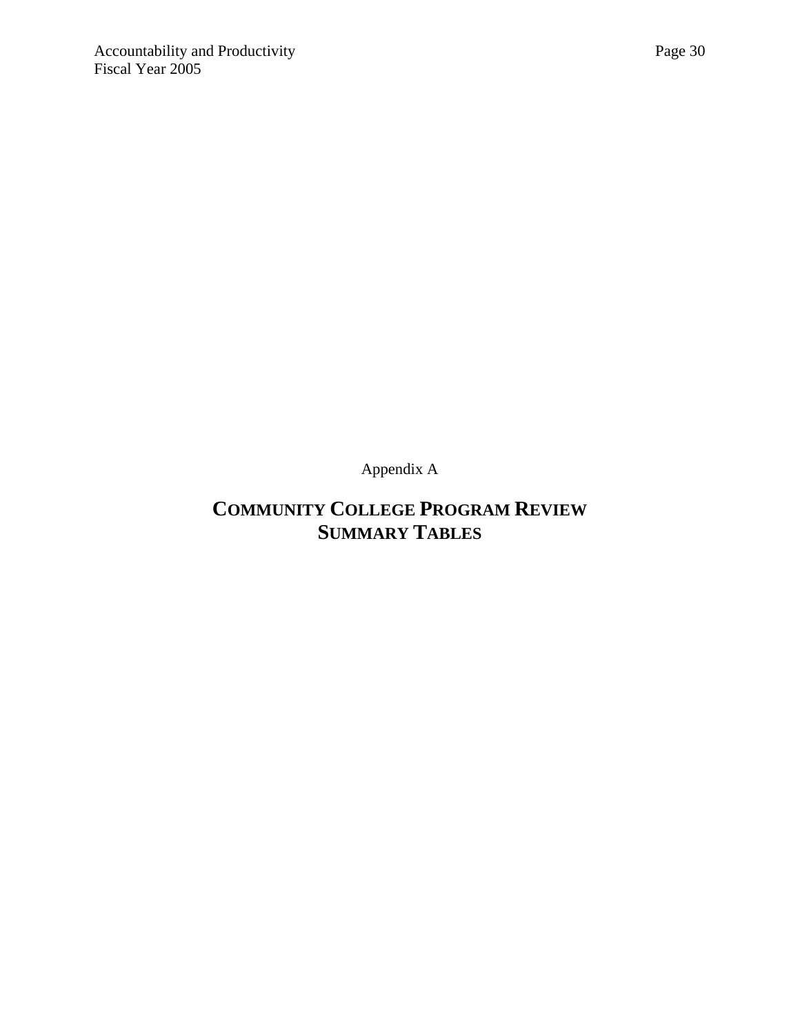Appendix A

# COMMUNITY COLLEGE PROGRAM REVIEW SUMMARY TABLES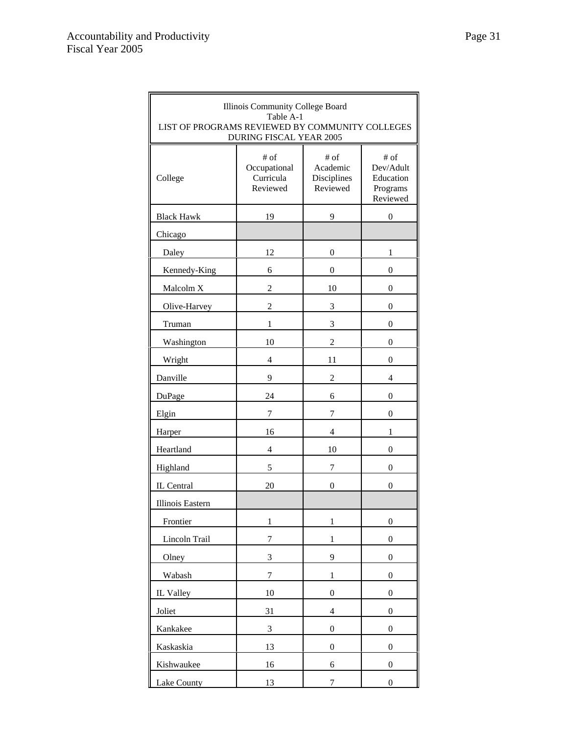Illinois Community College Board
Table A-1
LIST OF PROGRAMS REVIEWED BY COMMUNITY COLLEGES DURING FISCAL YEAR 2005

| College | # of Occupational Curricula Reviewed | # of Academic Disciplines Reviewed | # of Dev/Adult Education Programs Reviewed |
|---|---|---|---|
| Black Hawk | 19 | 9 | 0 |
| Chicago | | | |
| Daley | 12 | 0 | 1 |
| Kennedy-King | 6 | 0 | 0 |
| Malcolm X | 2 | 10 | 0 |
| Olive-Harvey | 2 | 3 | 0 |
| Truman | 1 | 3 | 0 |
| Washington | 10 | 2 | 0 |
| Wright | 4 | 11 | 0 |
| Danville | 9 | 2 | 4 |
| DuPage | 24 | 6 | 0 |
| Elgin | 7 | 7 | 0 |
| Harper | 16 | 4 | 1 |
| Heartland | 4 | 10 | 0 |
| Highland | 5 | 7 | 0 |
| IL Central | 20 | 0 | 0 |
| Illinois Eastern | | | |
| Frontier | 1 | 1 | 0 |
| Lincoln Trail | 7 | 1 | 0 |
| Olney | 3 | 9 | 0 |
| Wabash | 7 | 1 | 0 |
| IL Valley | 10 | 0 | 0 |
| Joliet | 31 | 4 | 0 |
| Kankakee | 3 | 0 | 0 |
| Kaskaskia | 13 | 0 | 0 |
| Kishwaukee | 16 | 6 | 0 |
| Lake County | 13 | 7 | 0 |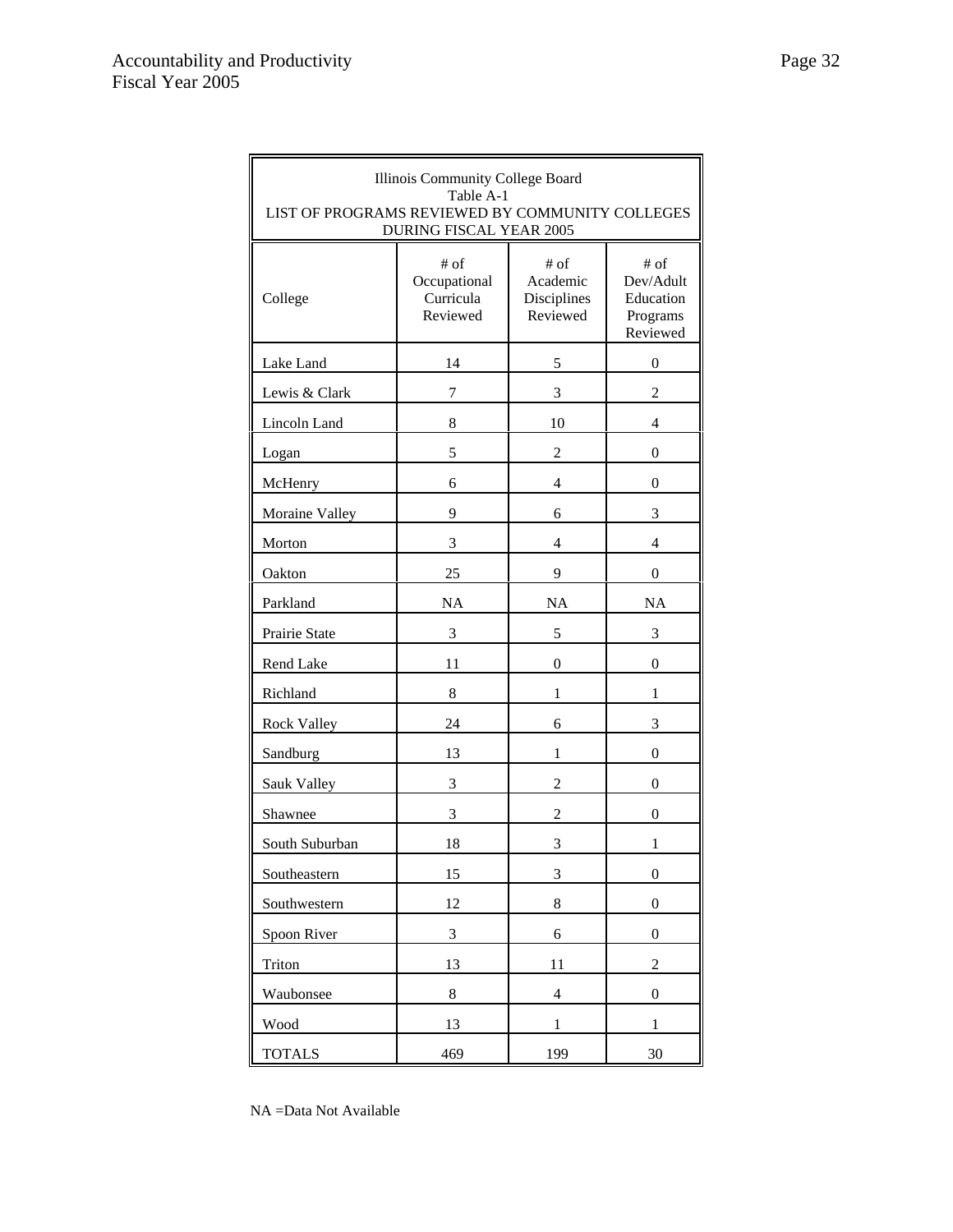Illinois Community College Board
Table A-1
LIST OF PROGRAMS REVIEWED BY COMMUNITY COLLEGES
DURING FISCAL YEAR 2005

| College | # of Occupational Curricula Reviewed | # of Academic Disciplines Reviewed | # of Dev/Adult Education Programs Reviewed |
|---|---|---|---|
| Lake Land | 14 | 5 | 0 |
| Lewis & Clark | 7 | 3 | 2 |
| Lincoln Land | 8 | 10 | 4 |
| Logan | 5 | 2 | 0 |
| McHenry | 6 | 4 | 0 |
| Moraine Valley | 9 | 6 | 3 |
| Morton | 3 | 4 | 4 |
| Oakton | 25 | 9 | 0 |
| Parkland | NA | NA | NA |
| Prairie State | 3 | 5 | 3 |
| Rend Lake | 11 | 0 | 0 |
| Richland | 8 | 1 | 1 |
| Rock Valley | 24 | 6 | 3 |
| Sandburg | 13 | 1 | 0 |
| Sauk Valley | 3 | 2 | 0 |
| Shawnee | 3 | 2 | 0 |
| South Suburban | 18 | 3 | 1 |
| Southeastern | 15 | 3 | 0 |
| Southwestern | 12 | 8 | 0 |
| Spoon River | 3 | 6 | 0 |
| Triton | 13 | 11 | 2 |
| Waubonsee | 8 | 4 | 0 |
| Wood | 13 | 1 | 1 |
| TOTALS | 469 | 199 | 30 |

NA =Data Not Available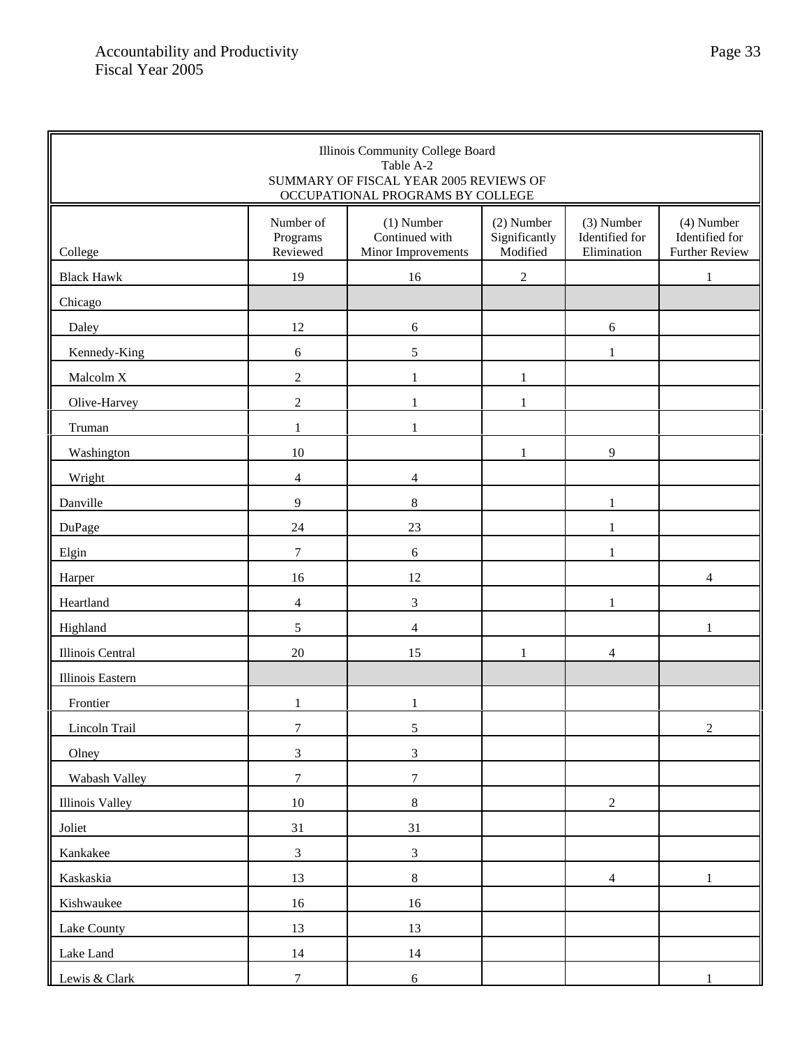Illinois Community College Board
Table A-2
SUMMARY OF FISCAL YEAR 2005 REVIEWS OF
OCCUPATIONAL PROGRAMS BY COLLEGE

| College | Number of Programs Reviewed | (1) Number Continued with Minor Improvements | (2) Number Significantly Modified | (3) Number Identified for Elimination | (4) Number Identified for Further Review |
|---|---|---|---|---|---|
| Black Hawk | 19 | 16 | 2 | | 1 |
| Chicago | | | | | |
| Daley | 12 | 6 | | 6 | |
| Kennedy-King | 6 | 5 | | 1 | |
| Malcolm X | 2 | 1 | 1 | | |
| Olive-Harvey | 2 | 1 | 1 | | |
| Truman | 1 | 1 | | | |
| Washington | 10 | | 1 | 9 | |
| Wright | 4 | 4 | | | |
| Danville | 9 | 8 | | 1 | |
| DuPage | 24 | 23 | | 1 | |
| Elgin | 7 | 6 | | 1 | |
| Harper | 16 | 12 | | | 4 |
| Heartland | 4 | 3 | | 1 | |
| Highland | 5 | 4 | | | 1 |
| Illinois Central | 20 | 15 | 1 | 4 | |
| Illinois Eastern | | | | | |
| Frontier | 1 | 1 | | | |
| Lincoln Trail | 7 | 5 | | | 2 |
| Olney | 3 | 3 | | | |
| Wabash Valley | 7 | 7 | | | |
| Illinois Valley | 10 | 8 | | 2 | |
| Joliet | 31 | 31 | | | |
| Kankakee | 3 | 3 | | | |
| Kaskaskia | 13 | 8 | | 4 | 1 |
| Kishwaukee | 16 | 16 | | | |
| Lake County | 13 | 13 | | | |
| Lake Land | 14 | 14 | | | |
| Lewis & Clark | 7 | 6 | | | 1 |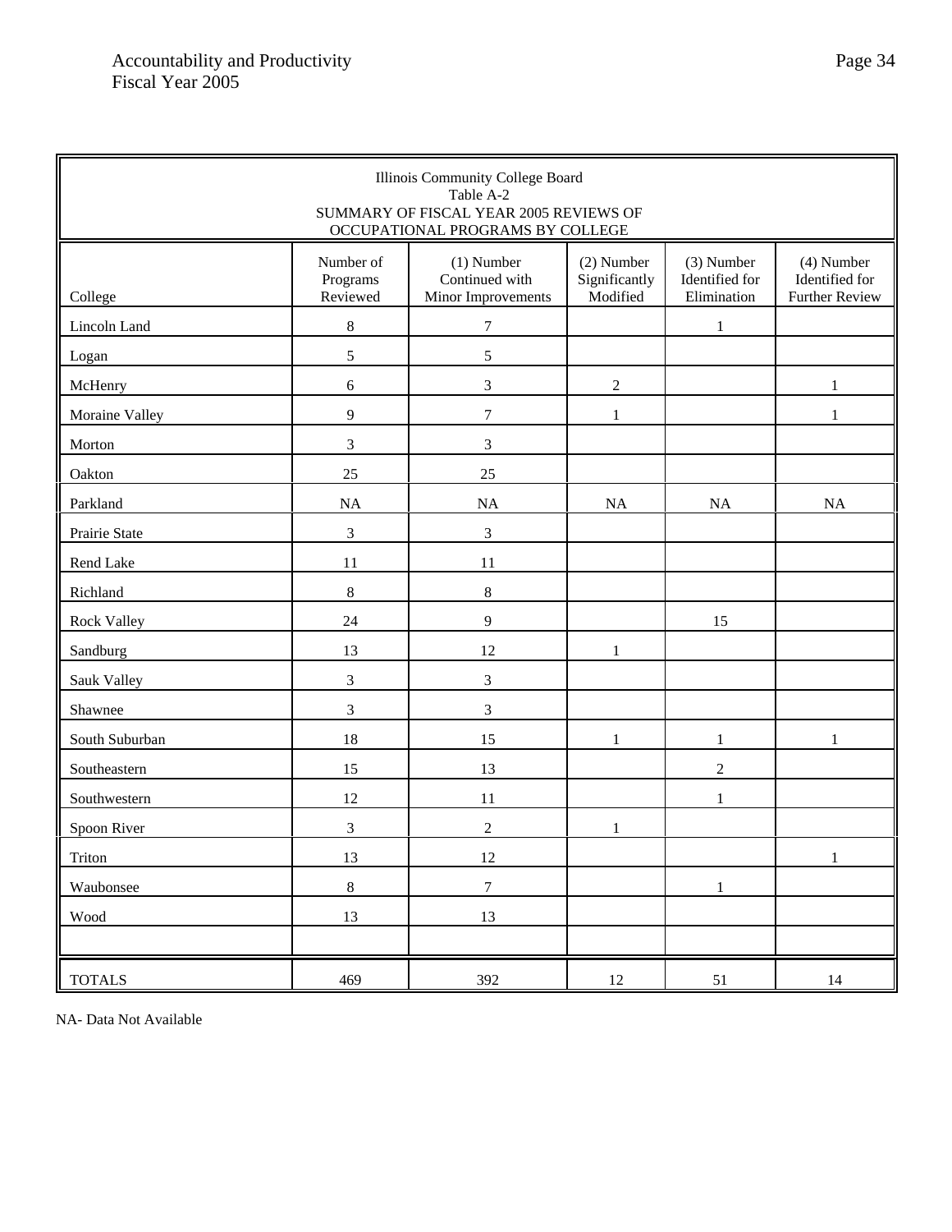Illinois Community College Board
Table A-2
SUMMARY OF FISCAL YEAR 2005 REVIEWS OF
OCCUPATIONAL PROGRAMS BY COLLEGE

| College | Number of Programs Reviewed | (1) Number Continued with Minor Improvements | (2) Number Significantly Modified | (3) Number Identified for Elimination | (4) Number Identified for Further Review |
|---|---|---|---|---|---|
| Lincoln Land | 8 | 7 | | 1 | |
| Logan | 5 | 5 | | | |
| McHenry | 6 | 3 | 2 | | 1 |
| Moraine Valley | 9 | 7 | 1 | | 1 |
| Morton | 3 | 3 | | | |
| Oakton | 25 | 25 | | | |
| Parkland | NA | NA | NA | NA | NA |
| Prairie State | 3 | 3 | | | |
| Rend Lake | 11 | 11 | | | |
| Richland | 8 | 8 | | | |
| Rock Valley | 24 | 9 | | 15 | |
| Sandburg | 13 | 12 | 1 | | |
| Sauk Valley | 3 | 3 | | | |
| Shawnee | 3 | 3 | | | |
| South Suburban | 18 | 15 | 1 | 1 | 1 |
| Southeastern | 15 | 13 | | 2 | |
| Southwestern | 12 | 11 | | 1 | |
| Spoon River | 3 | 2 | 1 | | |
| Triton | 13 | 12 | | | 1 |
| Waubonsee | 8 | 7 | | 1 | |
| Wood | 13 | 13 | | | |
| | | | | | |
| TOTALS | 469 | 392 | 12 | 51 | 14 |

NA- Data Not Available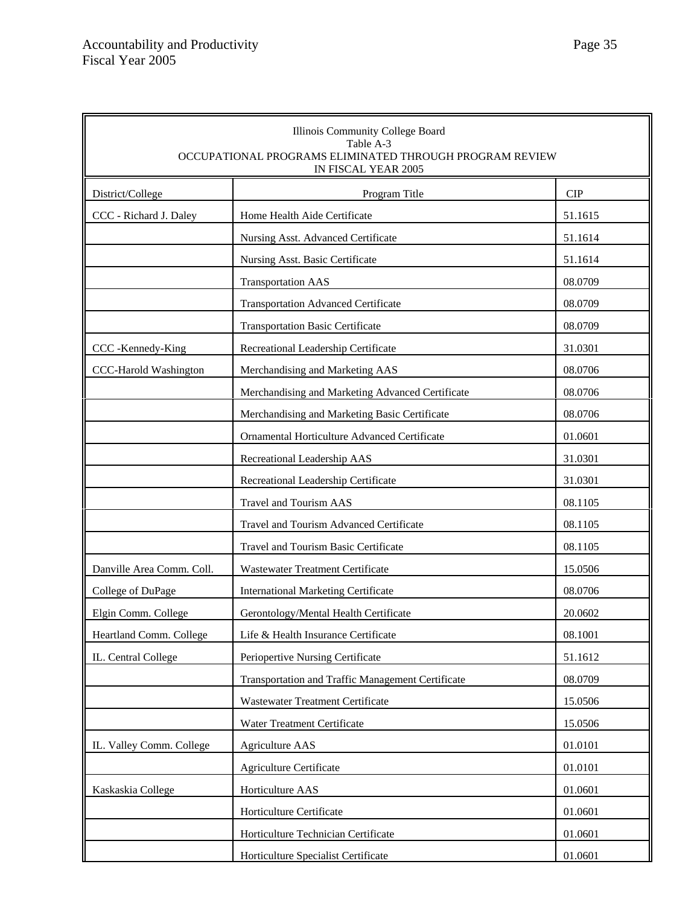Illinois Community College Board
Table A-3
OCCUPATIONAL PROGRAMS ELIMINATED THROUGH PROGRAM REVIEW
IN FISCAL YEAR 2005

| District/College | Program Title | CIP |
|---|---|---|
| CCC - Richard J. Daley | Home Health Aide Certificate | 51.1615 |
| | Nursing Asst. Advanced Certificate | 51.1614 |
| | Nursing Asst. Basic Certificate | 51.1614 |
| | Transportation AAS | 08.0709 |
| | Transportation Advanced Certificate | 08.0709 |
| | Transportation Basic Certificate | 08.0709 |
| CCC -Kennedy-King | Recreational Leadership Certificate | 31.0301 |
| CCC-Harold Washington | Merchandising and Marketing AAS | 08.0706 |
| | Merchandising and Marketing Advanced Certificate | 08.0706 |
| | Merchandising and Marketing Basic Certificate | 08.0706 |
| | Ornamental Horticulture Advanced Certificate | 01.0601 |
| | Recreational Leadership AAS | 31.0301 |
| | Recreational Leadership Certificate | 31.0301 |
| | Travel and Tourism AAS | 08.1105 |
| | Travel and Tourism Advanced Certificate | 08.1105 |
| | Travel and Tourism Basic Certificate | 08.1105 |
| Danville Area Comm. Coll. | Wastewater Treatment Certificate | 15.0506 |
| College of DuPage | International Marketing Certificate | 08.0706 |
| Elgin Comm. College | Gerontology/Mental Health Certificate | 20.0602 |
| Heartland Comm. College | Life & Health Insurance Certificate | 08.1001 |
| IL. Central College | Periopertive Nursing Certificate | 51.1612 |
| | Transportation and Traffic Management Certificate | 08.0709 |
| | Wastewater Treatment Certificate | 15.0506 |
| | Water Treatment Certificate | 15.0506 |
| IL. Valley Comm. College | Agriculture AAS | 01.0101 |
| | Agriculture Certificate | 01.0101 |
| Kaskaskia College | Horticulture AAS | 01.0601 |
| | Horticulture Certificate | 01.0601 |
| | Horticulture Technician Certificate | 01.0601 |
| | Horticulture Specialist Certificate | 01.0601 |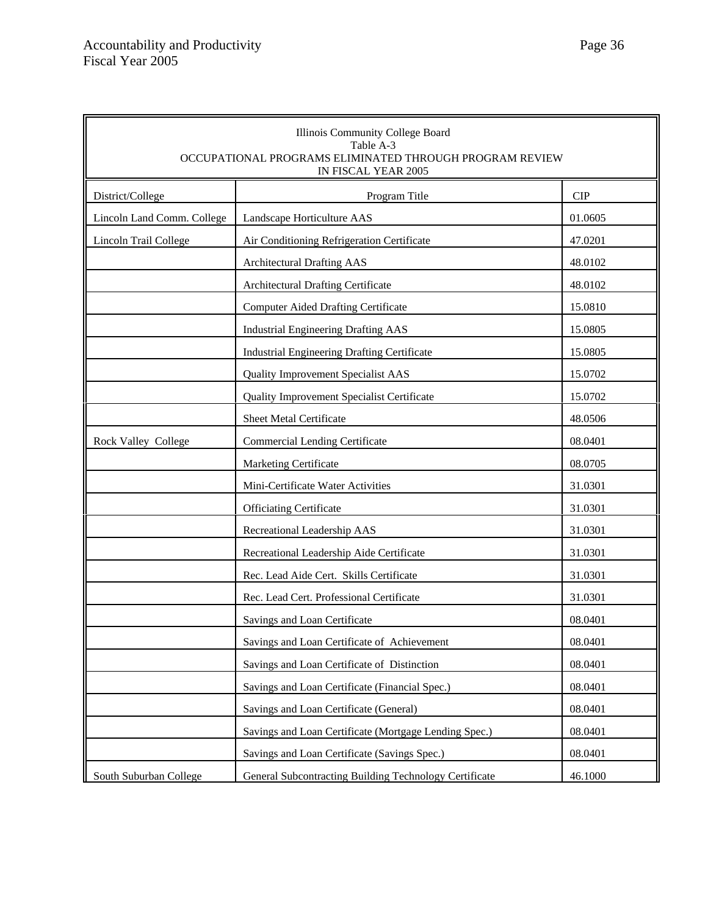Illinois Community College Board
Table A-3
OCCUPATIONAL PROGRAMS ELIMINATED THROUGH PROGRAM REVIEW
IN FISCAL YEAR 2005

| District/College | Program Title | CIP |
|---|---|---|
| Lincoln Land Comm. College | Landscape Horticulture AAS | 01.0605 |
| Lincoln Trail College | Air Conditioning Refrigeration Certificate | 47.0201 |
| | Architectural Drafting AAS | 48.0102 |
| | Architectural Drafting Certificate | 48.0102 |
| | Computer Aided Drafting Certificate | 15.0810 |
| | Industrial Engineering Drafting AAS | 15.0805 |
| | Industrial Engineering Drafting Certificate | 15.0805 |
| | Quality Improvement Specialist AAS | 15.0702 |
| | Quality Improvement Specialist Certificate | 15.0702 |
| | Sheet Metal Certificate | 48.0506 |
| Rock Valley College | Commercial Lending Certificate | 08.0401 |
| | Marketing Certificate | 08.0705 |
| | Mini-Certificate Water Activities | 31.0301 |
| | Officiating Certificate | 31.0301 |
| | Recreational Leadership AAS | 31.0301 |
| | Recreational Leadership Aide Certificate | 31.0301 |
| | Rec. Lead Aide Cert. Skills Certificate | 31.0301 |
| | Rec. Lead Cert. Professional Certificate | 31.0301 |
| | Savings and Loan Certificate | 08.0401 |
| | Savings and Loan Certificate of Achievement | 08.0401 |
| | Savings and Loan Certificate of Distinction | 08.0401 |
| | Savings and Loan Certificate (Financial Spec.) | 08.0401 |
| | Savings and Loan Certificate (General) | 08.0401 |
| | Savings and Loan Certificate (Mortgage Lending Spec.) | 08.0401 |
| | Savings and Loan Certificate (Savings Spec.) | 08.0401 |
| South Suburban College | General Subcontracting Building Technology Certificate | 46.1000 |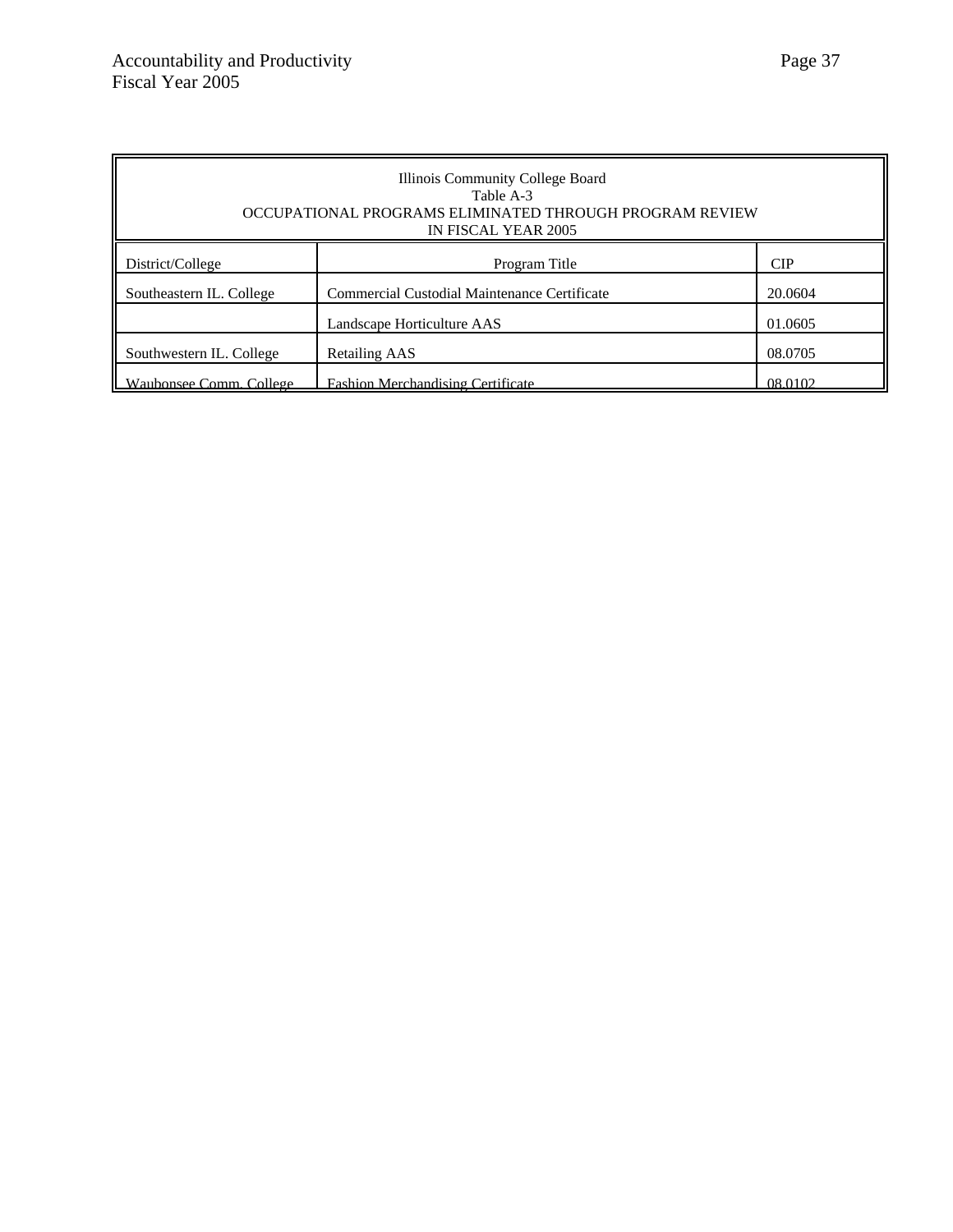Illinois Community College Board
Table A-3
OCCUPATIONAL PROGRAMS ELIMINATED THROUGH PROGRAM REVIEW
IN FISCAL YEAR 2005

| District/College | Program Title | CIP |
| --- | --- | --- |
| Southeastern IL. College | Commercial Custodial Maintenance Certificate | 20.0604 |
| | Landscape Horticulture AAS | 01.0605 |
| Southwestern IL. College | Retailing AAS | 08.0705 |
| Waubonsee Comm. College | Fashion Merchandising Certificate | 08.0102 |